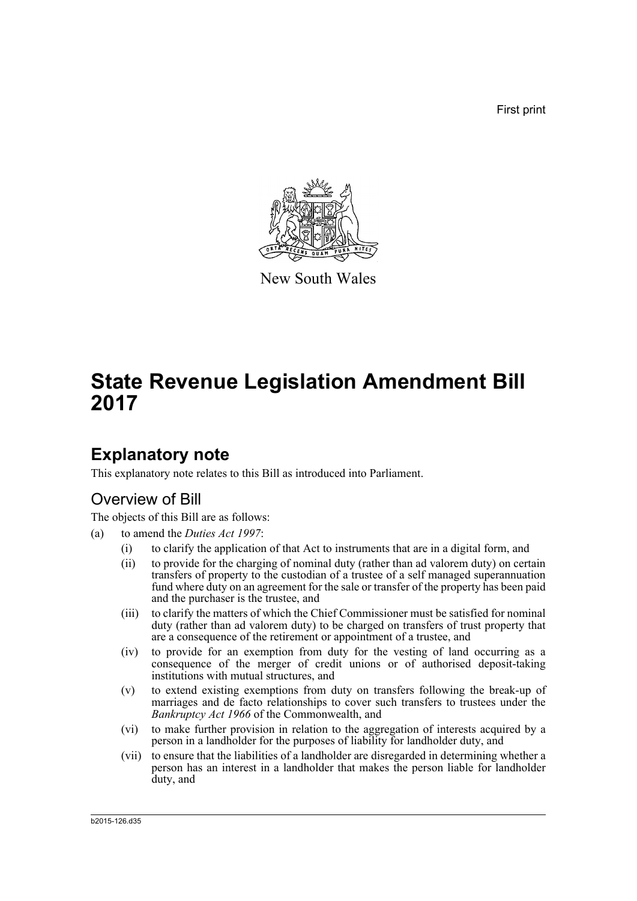First print

New South Wales

# State Revenue Legislation Amendment Bill 2017

## Explanatory note

This explanatory note relates to this Bill as introduced into Parliament.

### Overview of Bill

The objects of this Bill are as follows:

(a) to amend the *Duties Act 1997*:

- (i) to clarify the application of that Act to instruments that are in a digital form, and
- (ii) to provide for the charging of nominal duty (rather than ad valorem duty) on certain transfers of property to the custodian of a trustee of a self managed superannuation fund where duty on an agreement for the sale or transfer of the property has been paid and the purchaser is the trustee, and
- (iii) to clarify the matters of which the Chief Commissioner must be satisfied for nominal duty (rather than ad valorem duty) to be charged on transfers of trust property that are a consequence of the retirement or appointment of a trustee, and
- (iv) to provide for an exemption from duty for the vesting of land occurring as a consequence of the merger of credit unions or of authorised deposit-taking institutions with mutual structures, and
- (v) to extend existing exemptions from duty on transfers following the break-up of marriages and de facto relationships to cover such transfers to trustees under the *Bankruptcy Act 1966* of the Commonwealth, and
- (vi) to make further provision in relation to the aggregation of interests acquired by a person in a landholder for the purposes of liability for landholder duty, and
- (vii) to ensure that the liabilities of a landholder are disregarded in determining whether a person has an interest in a landholder that makes the person liable for landholder duty, and

b2015-126.d35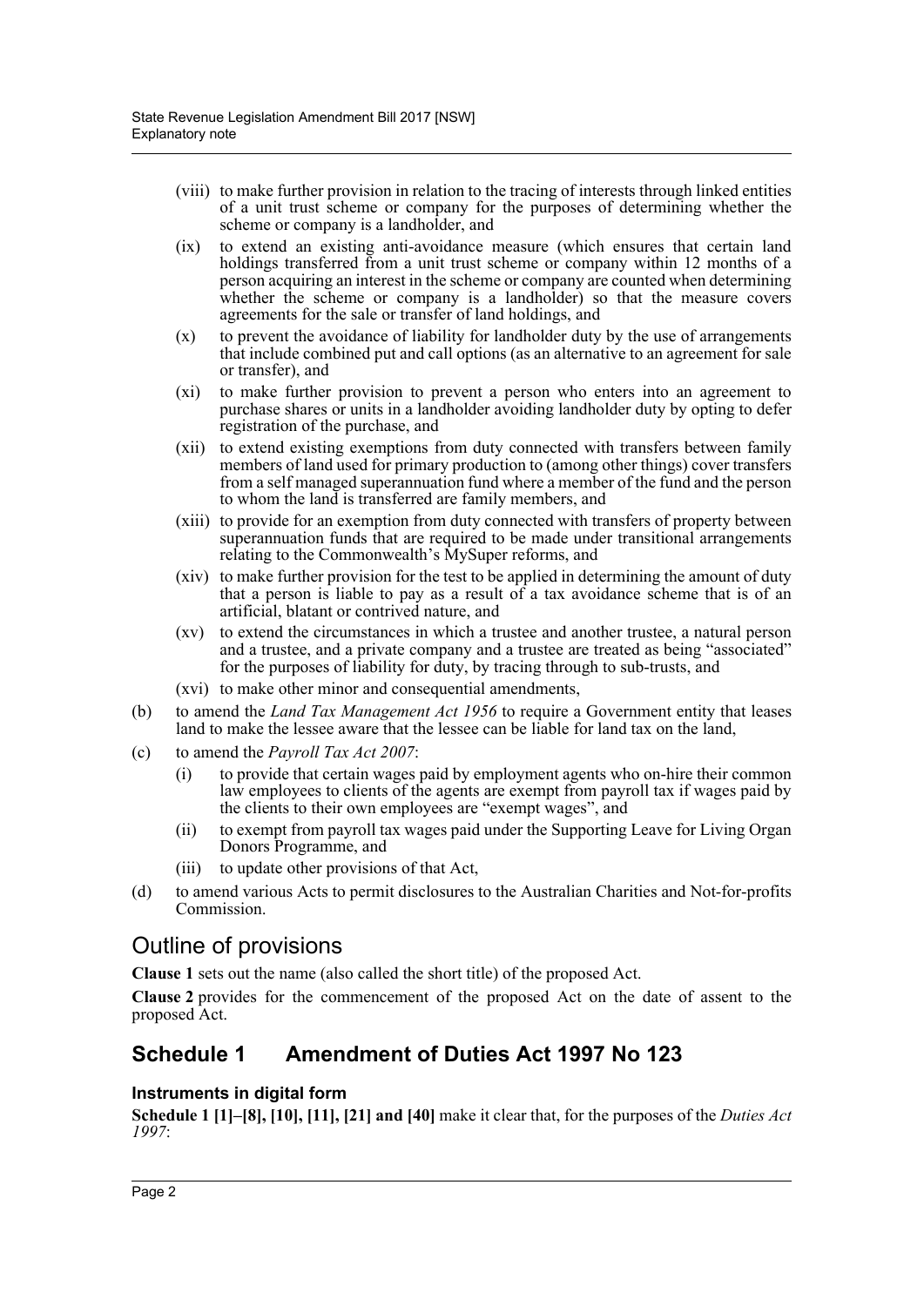- (viii) to make further provision in relation to the tracing of interests through linked entities of a unit trust scheme or company for the purposes of determining whether the scheme or company is a landholder, and
- (ix) to extend an existing anti-avoidance measure (which ensures that certain land holdings transferred from a unit trust scheme or company within 12 months of a person acquiring an interest in the scheme or company are counted when determining whether the scheme or company is a landholder) so that the measure covers agreements for the sale or transfer of land holdings, and
- (x) to prevent the avoidance of liability for landholder duty by the use of arrangements that include combined put and call options (as an alternative to an agreement for sale or transfer), and
- (xi) to make further provision to prevent a person who enters into an agreement to purchase shares or units in a landholder avoiding landholder duty by opting to defer registration of the purchase, and
- (xii) to extend existing exemptions from duty connected with transfers between family members of land used for primary production to (among other things) cover transfers from a self managed superannuation fund where a member of the fund and the person to whom the land is transferred are family members, and
- (xiii) to provide for an exemption from duty connected with transfers of property between superannuation funds that are required to be made under transitional arrangements relating to the Commonwealth's MySuper reforms, and
- (xiv) to make further provision for the test to be applied in determining the amount of duty that a person is liable to pay as a result of a tax avoidance scheme that is of an artificial, blatant or contrived nature, and
- (xv) to extend the circumstances in which a trustee and another trustee, a natural person and a trustee, and a private company and a trustee are treated as being "associated" for the purposes of liability for duty, by tracing through to sub-trusts, and
- (xvi) to make other minor and consequential amendments,

(b) to amend the *Land Tax Management Act 1956* to require a Government entity that leases land to make the lessee aware that the lessee can be liable for land tax on the land,

(c) to amend the *Payroll Tax Act 2007*:

- (i) to provide that certain wages paid by employment agents who on-hire their common law employees to clients of the agents are exempt from payroll tax if wages paid by the clients to their own employees are "exempt wages", and
- (ii) to exempt from payroll tax wages paid under the Supporting Leave for Living Organ Donors Programme, and
- (iii) to update other provisions of that Act,

(d) to amend various Acts to permit disclosures to the Australian Charities and Not-for-profits Commission.

## Outline of provisions

**Clause 1** sets out the name (also called the short title) of the proposed Act.

**Clause 2** provides for the commencement of the proposed Act on the date of assent to the proposed Act.

## Schedule 1 Amendment of Duties Act 1997 No 123

### Instruments in digital form

**Schedule 1 [1]–[8], [10], [11], [21] and [40]** make it clear that, for the purposes of the *Duties Act 1997*: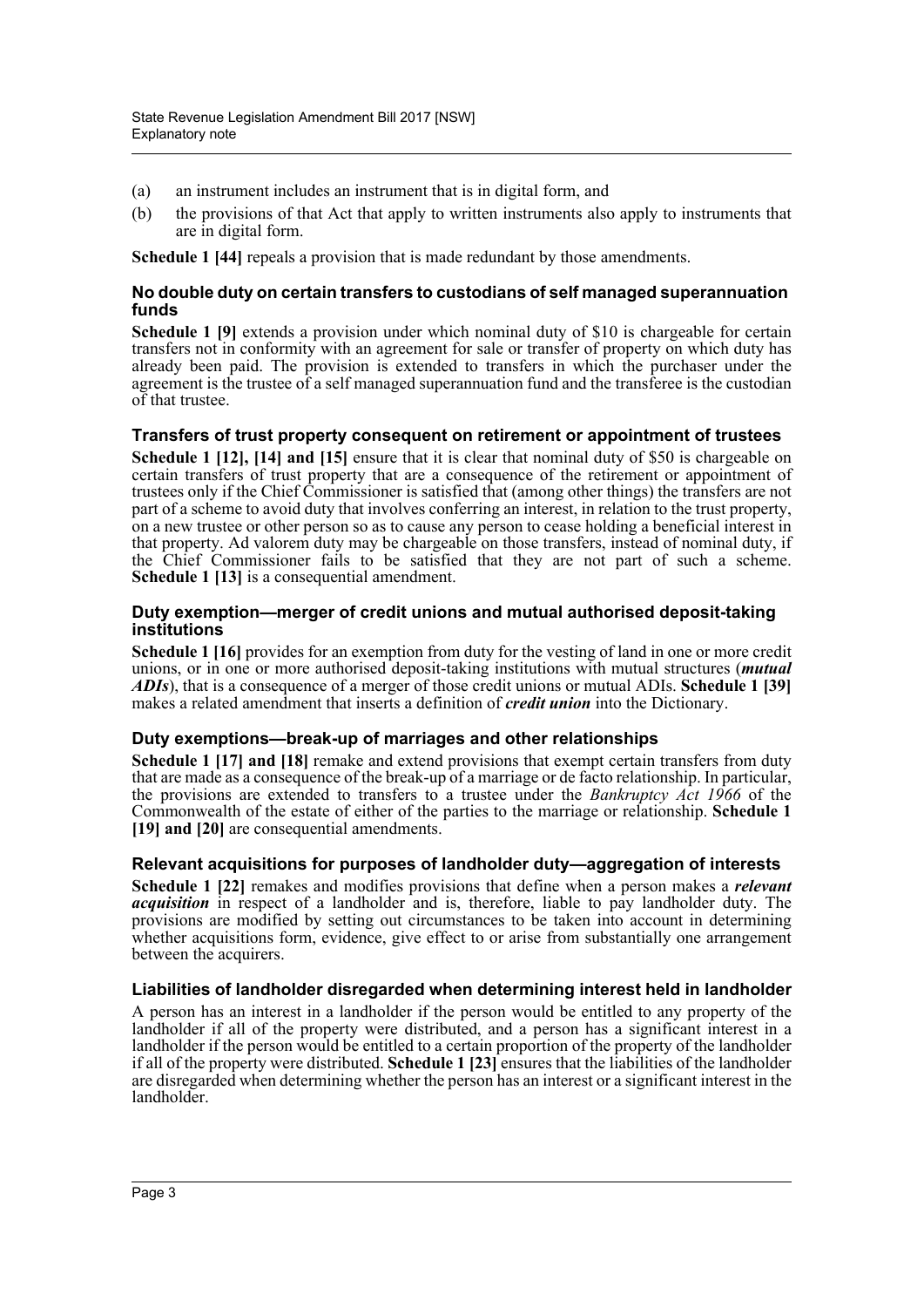(a) an instrument includes an instrument that is in digital form, and

(b) the provisions of that Act that apply to written instruments also apply to instruments that are in digital form.

**Schedule 1 [44]** repeals a provision that is made redundant by those amendments.

### No double duty on certain transfers to custodians of self managed superannuation funds

**Schedule 1 [9]** extends a provision under which nominal duty of $10 is chargeable for certain transfers not in conformity with an agreement for sale or transfer of property on which duty has already been paid. The provision is extended to transfers in which the purchaser under the agreement is the trustee of a self managed superannuation fund and the transferee is the custodian of that trustee.

### Transfers of trust property consequent on retirement or appointment of trustees

**Schedule 1 [12], [14] and [15]** ensure that it is clear that nominal duty of $50 is chargeable on certain transfers of trust property that are a consequence of the retirement or appointment of trustees only if the Chief Commissioner is satisfied that (among other things) the transfers are not part of a scheme to avoid duty that involves conferring an interest, in relation to the trust property, on a new trustee or other person so as to cause any person to cease holding a beneficial interest in that property. Ad valorem duty may be chargeable on those transfers, instead of nominal duty, if the Chief Commissioner fails to be satisfied that they are not part of such a scheme. **Schedule 1 [13]** is a consequential amendment.

### Duty exemption—merger of credit unions and mutual authorised deposit-taking institutions

**Schedule 1 [16]** provides for an exemption from duty for the vesting of land in one or more credit unions, or in one or more authorised deposit-taking institutions with mutual structures (***mutual ADIs***), that is a consequence of a merger of those credit unions or mutual ADIs. **Schedule 1 [39]** makes a related amendment that inserts a definition of ***credit union*** into the Dictionary.

### Duty exemptions—break-up of marriages and other relationships

**Schedule 1 [17] and [18]** remake and extend provisions that exempt certain transfers from duty that are made as a consequence of the break-up of a marriage or de facto relationship. In particular, the provisions are extended to transfers to a trustee under the *Bankruptcy Act 1966* of the Commonwealth of the estate of either of the parties to the marriage or relationship. **Schedule 1 [19] and [20]** are consequential amendments.

### Relevant acquisitions for purposes of landholder duty—aggregation of interests

**Schedule 1 [22]** remakes and modifies provisions that define when a person makes a ***relevant acquisition*** in respect of a landholder and is, therefore, liable to pay landholder duty. The provisions are modified by setting out circumstances to be taken into account in determining whether acquisitions form, evidence, give effect to or arise from substantially one arrangement between the acquirers.

### Liabilities of landholder disregarded when determining interest held in landholder

A person has an interest in a landholder if the person would be entitled to any property of the landholder if all of the property were distributed, and a person has a significant interest in a landholder if the person would be entitled to a certain proportion of the property of the landholder if all of the property were distributed. **Schedule 1 [23]** ensures that the liabilities of the landholder are disregarded when determining whether the person has an interest or a significant interest in the landholder.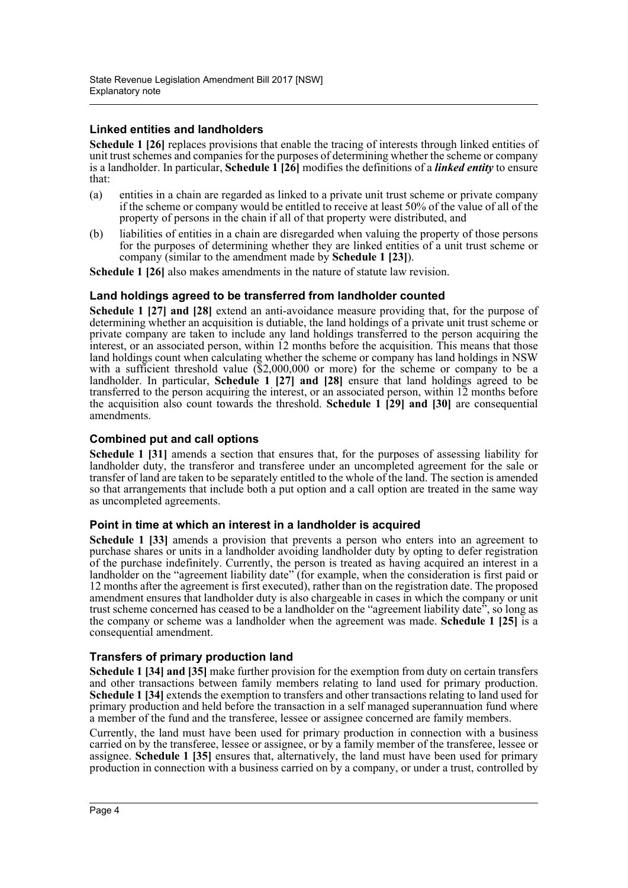### Linked entities and landholders

**Schedule 1 [26]** replaces provisions that enable the tracing of interests through linked entities of unit trust schemes and companies for the purposes of determining whether the scheme or company is a landholder. In particular, **Schedule 1 [26]** modifies the definitions of a ***linked entity*** to ensure that:

(a) entities in a chain are regarded as linked to a private unit trust scheme or private company if the scheme or company would be entitled to receive at least 50% of the value of all of the property of persons in the chain if all of that property were distributed, and

(b) liabilities of entities in a chain are disregarded when valuing the property of those persons for the purposes of determining whether they are linked entities of a unit trust scheme or company (similar to the amendment made by **Schedule 1 [23]**).

**Schedule 1 [26]** also makes amendments in the nature of statute law revision.

### Land holdings agreed to be transferred from landholder counted

**Schedule 1 [27] and [28]** extend an anti-avoidance measure providing that, for the purpose of determining whether an acquisition is dutiable, the land holdings of a private unit trust scheme or private company are taken to include any land holdings transferred to the person acquiring the interest, or an associated person, within 12 months before the acquisition. This means that those land holdings count when calculating whether the scheme or company has land holdings in NSW with a sufficient threshold value ($2,000,000 or more) for the scheme or company to be a landholder. In particular, **Schedule 1 [27] and [28]** ensure that land holdings agreed to be transferred to the person acquiring the interest, or an associated person, within 12 months before the acquisition also count towards the threshold. **Schedule 1 [29] and [30]** are consequential amendments.

### Combined put and call options

**Schedule 1 [31]** amends a section that ensures that, for the purposes of assessing liability for landholder duty, the transferor and transferee under an uncompleted agreement for the sale or transfer of land are taken to be separately entitled to the whole of the land. The section is amended so that arrangements that include both a put option and a call option are treated in the same way as uncompleted agreements.

### Point in time at which an interest in a landholder is acquired

**Schedule 1 [33]** amends a provision that prevents a person who enters into an agreement to purchase shares or units in a landholder avoiding landholder duty by opting to defer registration of the purchase indefinitely. Currently, the person is treated as having acquired an interest in a landholder on the "agreement liability date" (for example, when the consideration is first paid or 12 months after the agreement is first executed), rather than on the registration date. The proposed amendment ensures that landholder duty is also chargeable in cases in which the company or unit trust scheme concerned has ceased to be a landholder on the "agreement liability date", so long as the company or scheme was a landholder when the agreement was made. **Schedule 1 [25]** is a consequential amendment.

### Transfers of primary production land

**Schedule 1 [34] and [35]** make further provision for the exemption from duty on certain transfers and other transactions between family members relating to land used for primary production. **Schedule 1 [34]** extends the exemption to transfers and other transactions relating to land used for primary production and held before the transaction in a self managed superannuation fund where a member of the fund and the transferee, lessee or assignee concerned are family members.

Currently, the land must have been used for primary production in connection with a business carried on by the transferee, lessee or assignee, or by a family member of the transferee, lessee or assignee. **Schedule 1 [35]** ensures that, alternatively, the land must have been used for primary production in connection with a business carried on by a company, or under a trust, controlled by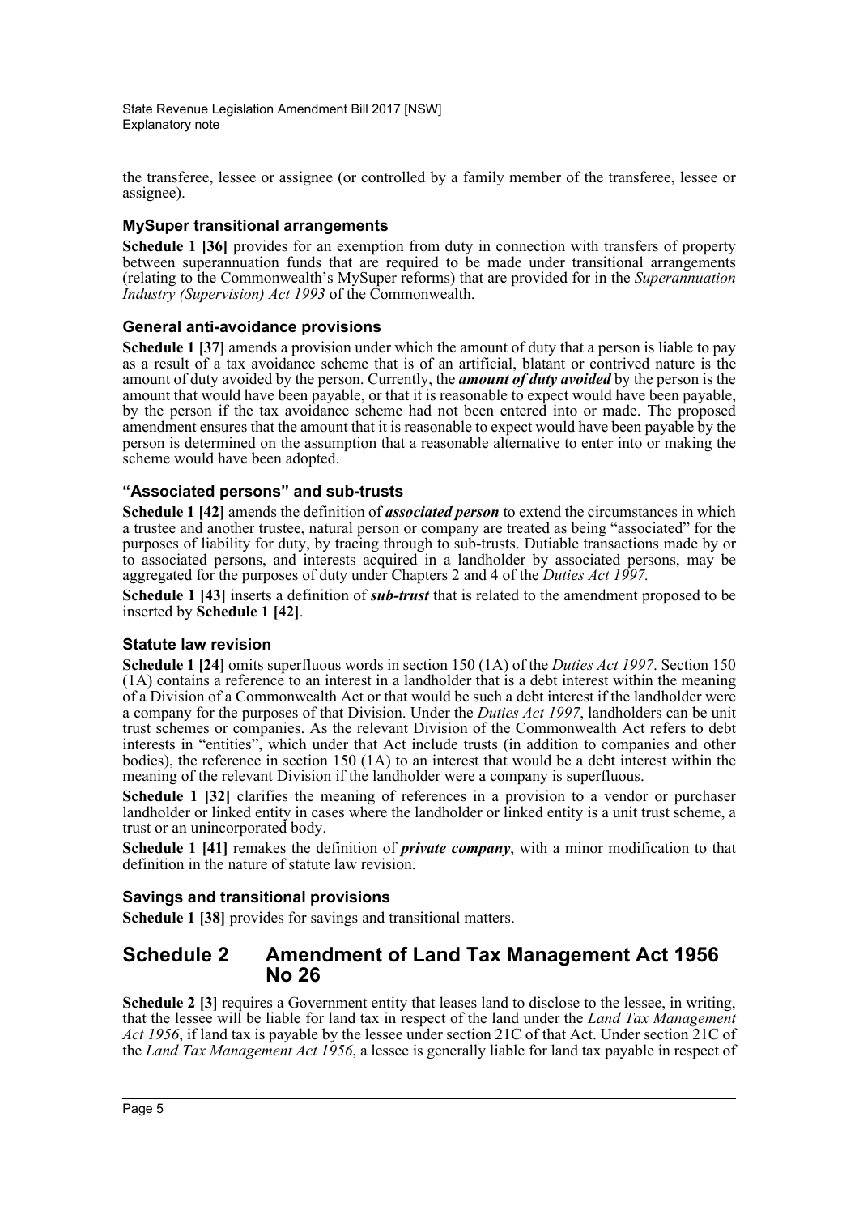the transferee, lessee or assignee (or controlled by a family member of the transferee, lessee or assignee).

### MySuper transitional arrangements

**Schedule 1 [36]** provides for an exemption from duty in connection with transfers of property between superannuation funds that are required to be made under transitional arrangements (relating to the Commonwealth's MySuper reforms) that are provided for in the *Superannuation Industry (Supervision) Act 1993* of the Commonwealth.

### General anti-avoidance provisions

**Schedule 1 [37]** amends a provision under which the amount of duty that a person is liable to pay as a result of a tax avoidance scheme that is of an artificial, blatant or contrived nature is the amount of duty avoided by the person. Currently, the ***amount of duty avoided*** by the person is the amount that would have been payable, or that it is reasonable to expect would have been payable, by the person if the tax avoidance scheme had not been entered into or made. The proposed amendment ensures that the amount that it is reasonable to expect would have been payable by the person is determined on the assumption that a reasonable alternative to enter into or making the scheme would have been adopted.

### "Associated persons" and sub-trusts

**Schedule 1 [42]** amends the definition of ***associated person*** to extend the circumstances in which a trustee and another trustee, natural person or company are treated as being "associated" for the purposes of liability for duty, by tracing through to sub-trusts. Dutiable transactions made by or to associated persons, and interests acquired in a landholder by associated persons, may be aggregated for the purposes of duty under Chapters 2 and 4 of the *Duties Act 1997.*

**Schedule 1 [43]** inserts a definition of ***sub-trust*** that is related to the amendment proposed to be inserted by **Schedule 1 [42]**.

### Statute law revision

**Schedule 1 [24]** omits superfluous words in section 150 (1A) of the *Duties Act 1997*. Section 150 (1A) contains a reference to an interest in a landholder that is a debt interest within the meaning of a Division of a Commonwealth Act or that would be such a debt interest if the landholder were a company for the purposes of that Division. Under the *Duties Act 1997*, landholders can be unit trust schemes or companies. As the relevant Division of the Commonwealth Act refers to debt interests in "entities", which under that Act include trusts (in addition to companies and other bodies), the reference in section 150 (1A) to an interest that would be a debt interest within the meaning of the relevant Division if the landholder were a company is superfluous.

**Schedule 1 [32]** clarifies the meaning of references in a provision to a vendor or purchaser landholder or linked entity in cases where the landholder or linked entity is a unit trust scheme, a trust or an unincorporated body.

**Schedule 1 [41]** remakes the definition of ***private company***, with a minor modification to that definition in the nature of statute law revision.

### Savings and transitional provisions

**Schedule 1 [38]** provides for savings and transitional matters.

## Schedule 2 Amendment of Land Tax Management Act 1956 No 26

**Schedule 2 [3]** requires a Government entity that leases land to disclose to the lessee, in writing, that the lessee will be liable for land tax in respect of the land under the *Land Tax Management Act 1956*, if land tax is payable by the lessee under section 21C of that Act. Under section 21C of the *Land Tax Management Act 1956*, a lessee is generally liable for land tax payable in respect of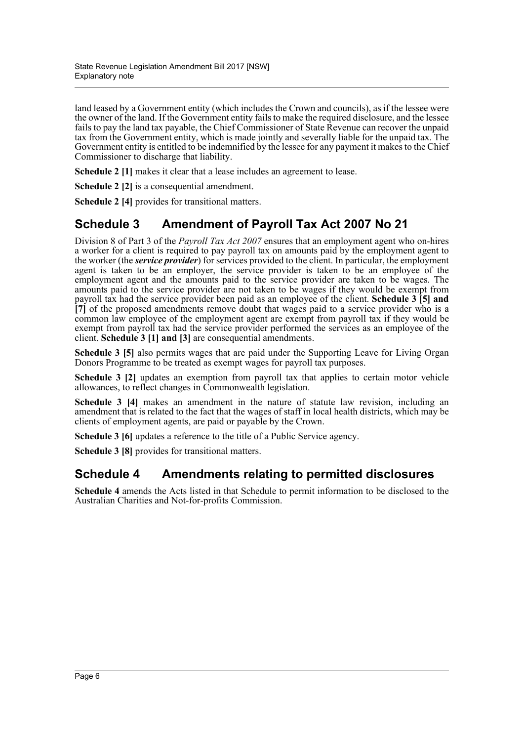land leased by a Government entity (which includes the Crown and councils), as if the lessee were the owner of the land. If the Government entity fails to make the required disclosure, and the lessee fails to pay the land tax payable, the Chief Commissioner of State Revenue can recover the unpaid tax from the Government entity, which is made jointly and severally liable for the unpaid tax. The Government entity is entitled to be indemnified by the lessee for any payment it makes to the Chief Commissioner to discharge that liability.

**Schedule 2 [1]** makes it clear that a lease includes an agreement to lease.

**Schedule 2 [2]** is a consequential amendment.

**Schedule 2 [4]** provides for transitional matters.

## Schedule 3 Amendment of Payroll Tax Act 2007 No 21

Division 8 of Part 3 of the *Payroll Tax Act 2007* ensures that an employment agent who on-hires a worker for a client is required to pay payroll tax on amounts paid by the employment agent to the worker (the ***service provider***) for services provided to the client. In particular, the employment agent is taken to be an employer, the service provider is taken to be an employee of the employment agent and the amounts paid to the service provider are taken to be wages. The amounts paid to the service provider are not taken to be wages if they would be exempt from payroll tax had the service provider been paid as an employee of the client. **Schedule 3 [5] and [7]** of the proposed amendments remove doubt that wages paid to a service provider who is a common law employee of the employment agent are exempt from payroll tax if they would be exempt from payroll tax had the service provider performed the services as an employee of the client. **Schedule 3 [1] and [3]** are consequential amendments.

**Schedule 3 [5]** also permits wages that are paid under the Supporting Leave for Living Organ Donors Programme to be treated as exempt wages for payroll tax purposes.

**Schedule 3 [2]** updates an exemption from payroll tax that applies to certain motor vehicle allowances, to reflect changes in Commonwealth legislation.

**Schedule 3 [4]** makes an amendment in the nature of statute law revision, including an amendment that is related to the fact that the wages of staff in local health districts, which may be clients of employment agents, are paid or payable by the Crown.

**Schedule 3 [6]** updates a reference to the title of a Public Service agency.

**Schedule 3 [8]** provides for transitional matters.

## Schedule 4 Amendments relating to permitted disclosures

**Schedule 4** amends the Acts listed in that Schedule to permit information to be disclosed to the Australian Charities and Not-for-profits Commission.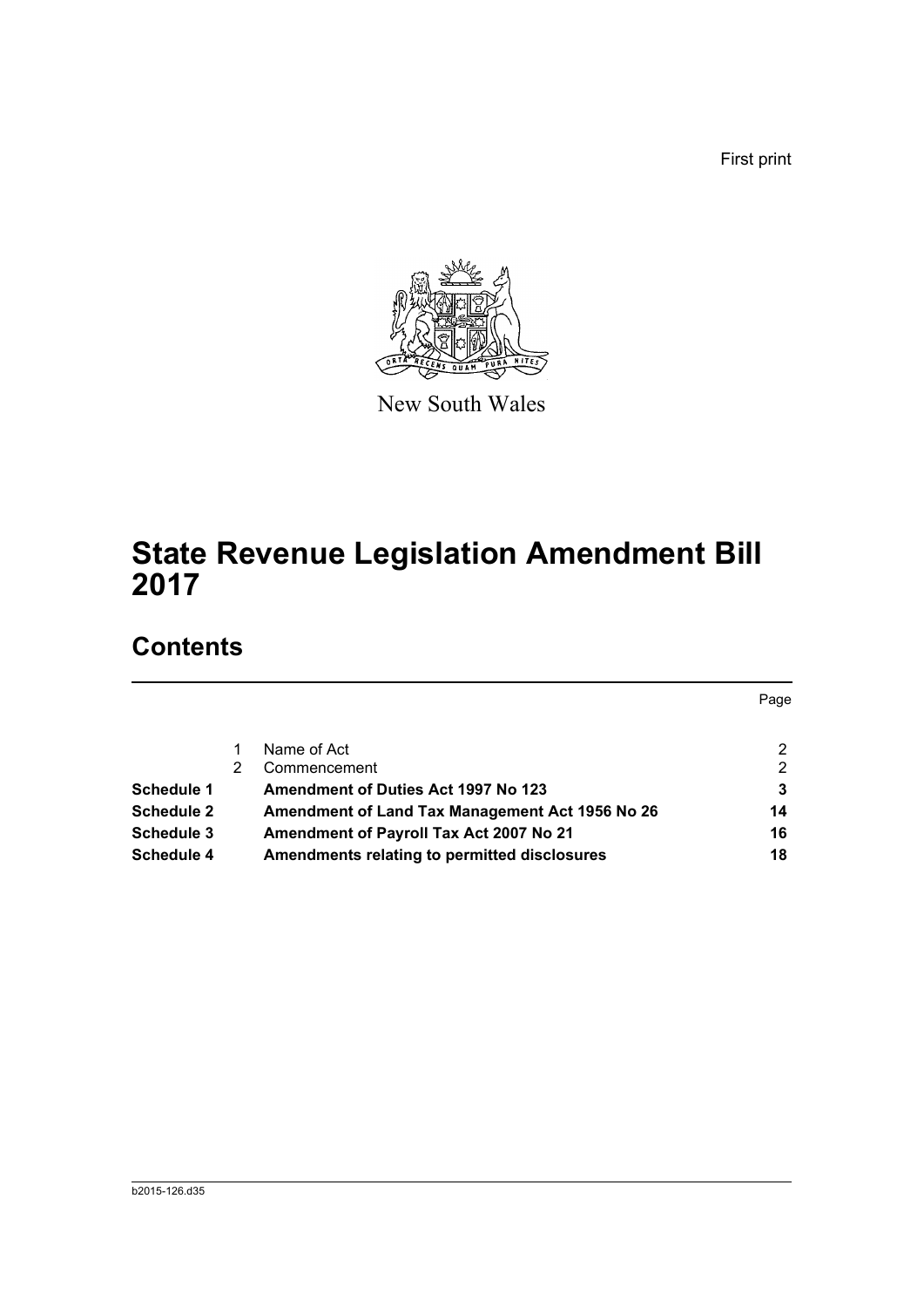First print

New South Wales

# State Revenue Legislation Amendment Bill 2017

## Contents

| | | | Page |
|---|---|---|---|
| | 1 | Name of Act | 2 |
| | 2 | Commencement | 2 |
| **Schedule 1** | | **Amendment of Duties Act 1997 No 123** | **3** |
| **Schedule 2** | | **Amendment of Land Tax Management Act 1956 No 26** | **14** |
| **Schedule 3** | | **Amendment of Payroll Tax Act 2007 No 21** | **16** |
| **Schedule 4** | | **Amendments relating to permitted disclosures** | **18** |

b2015-126.d35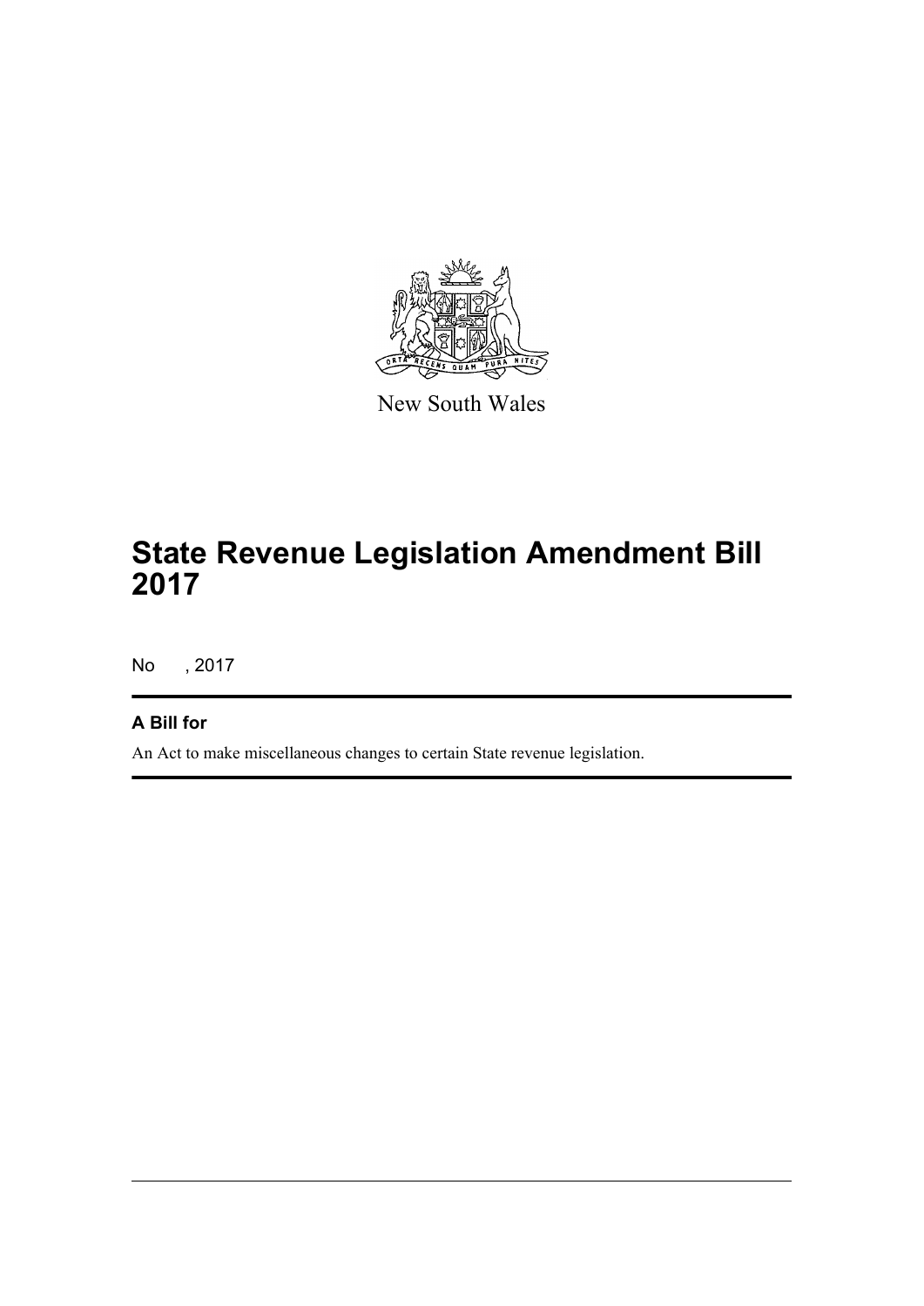New South Wales

# State Revenue Legislation Amendment Bill 2017

No , 2017

## A Bill for

An Act to make miscellaneous changes to certain State revenue legislation.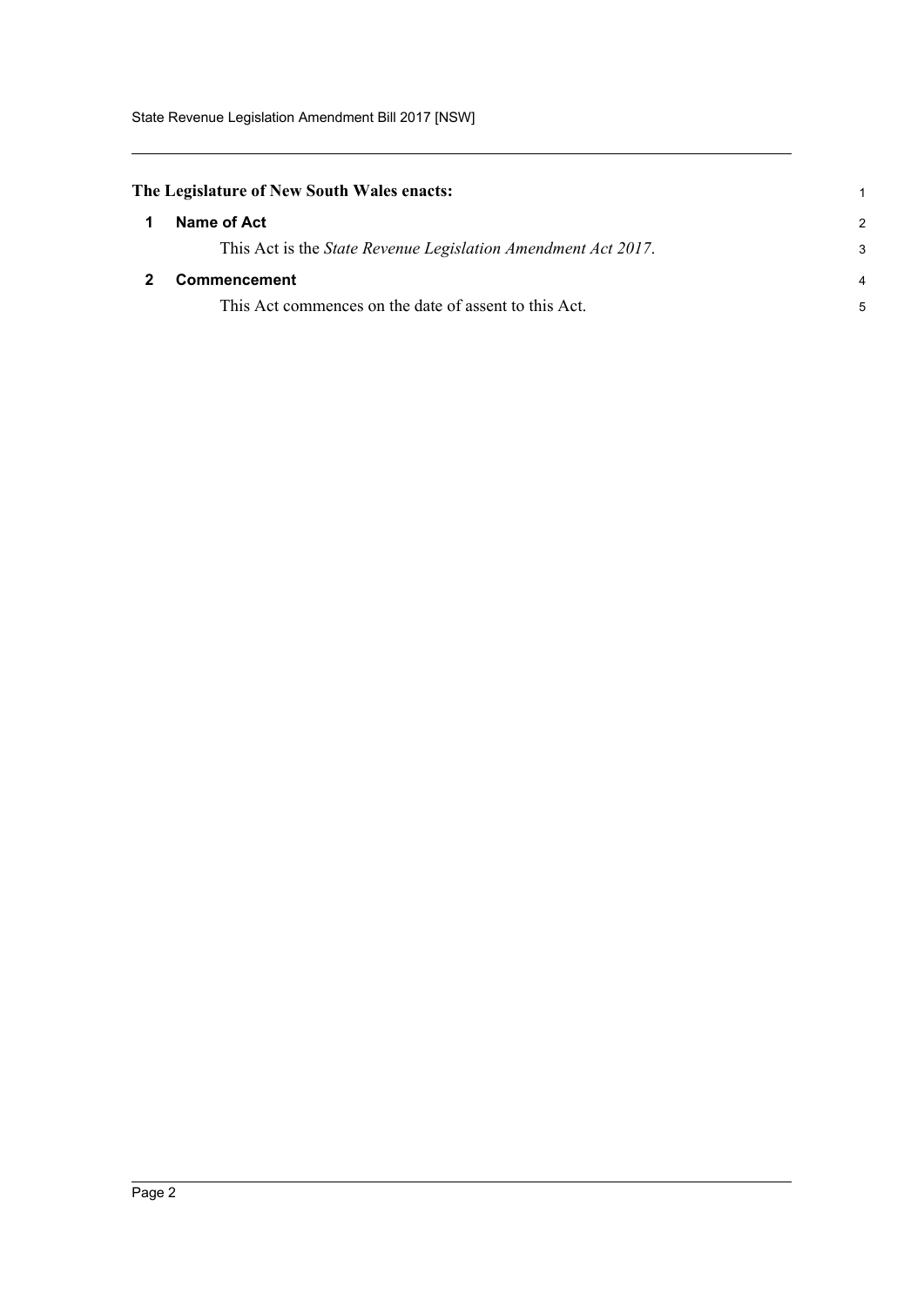**The Legislature of New South Wales enacts:**

## 1 Name of Act

This Act is the *State Revenue Legislation Amendment Act 2017*.

## 2 Commencement

This Act commences on the date of assent to this Act.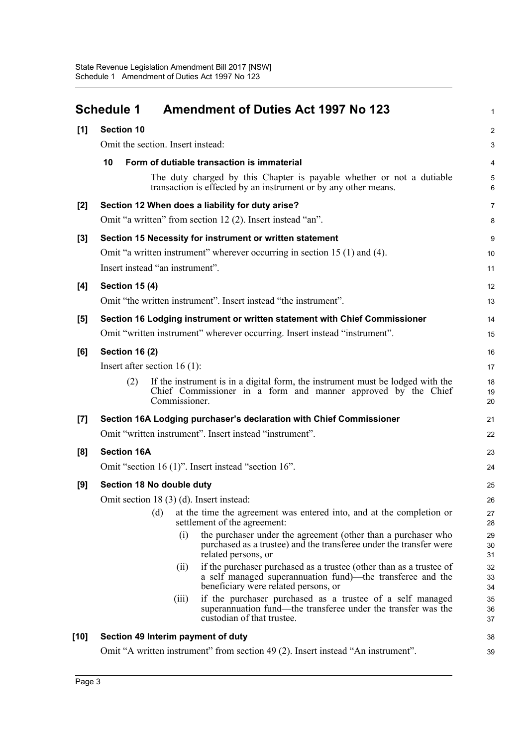# Schedule 1 Amendment of Duties Act 1997 No 123

**[1] Section 10**

Omit the section. Insert instead:

**10 Form of dutiable transaction is immaterial**

The duty charged by this Chapter is payable whether or not a dutiable transaction is effected by an instrument or by any other means.

**[2] Section 12 When does a liability for duty arise?**

Omit "a written" from section 12 (2). Insert instead "an".

**[3] Section 15 Necessity for instrument or written statement**

Omit "a written instrument" wherever occurring in section 15 (1) and (4).

Insert instead "an instrument".

**[4] Section 15 (4)**

Omit "the written instrument". Insert instead "the instrument".

**[5] Section 16 Lodging instrument or written statement with Chief Commissioner**

Omit "written instrument" wherever occurring. Insert instead "instrument".

**[6] Section 16 (2)**

Insert after section 16 (1):

(2) If the instrument is in a digital form, the instrument must be lodged with the Chief Commissioner in a form and manner approved by the Chief Commissioner.

**[7] Section 16A Lodging purchaser's declaration with Chief Commissioner**

Omit "written instrument". Insert instead "instrument".

**[8] Section 16A**

Omit "section 16 (1)". Insert instead "section 16".

**[9] Section 18 No double duty**

Omit section 18 (3) (d). Insert instead:

(d) at the time the agreement was entered into, and at the completion or settlement of the agreement:

(i) the purchaser under the agreement (other than a purchaser who purchased as a trustee) and the transferee under the transfer were related persons, or

(ii) if the purchaser purchased as a trustee (other than as a trustee of a self managed superannuation fund)—the transferee and the beneficiary were related persons, or

(iii) if the purchaser purchased as a trustee of a self managed superannuation fund—the transferee under the transfer was the custodian of that trustee.

**[10] Section 49 Interim payment of duty**

Omit "A written instrument" from section 49 (2). Insert instead "An instrument".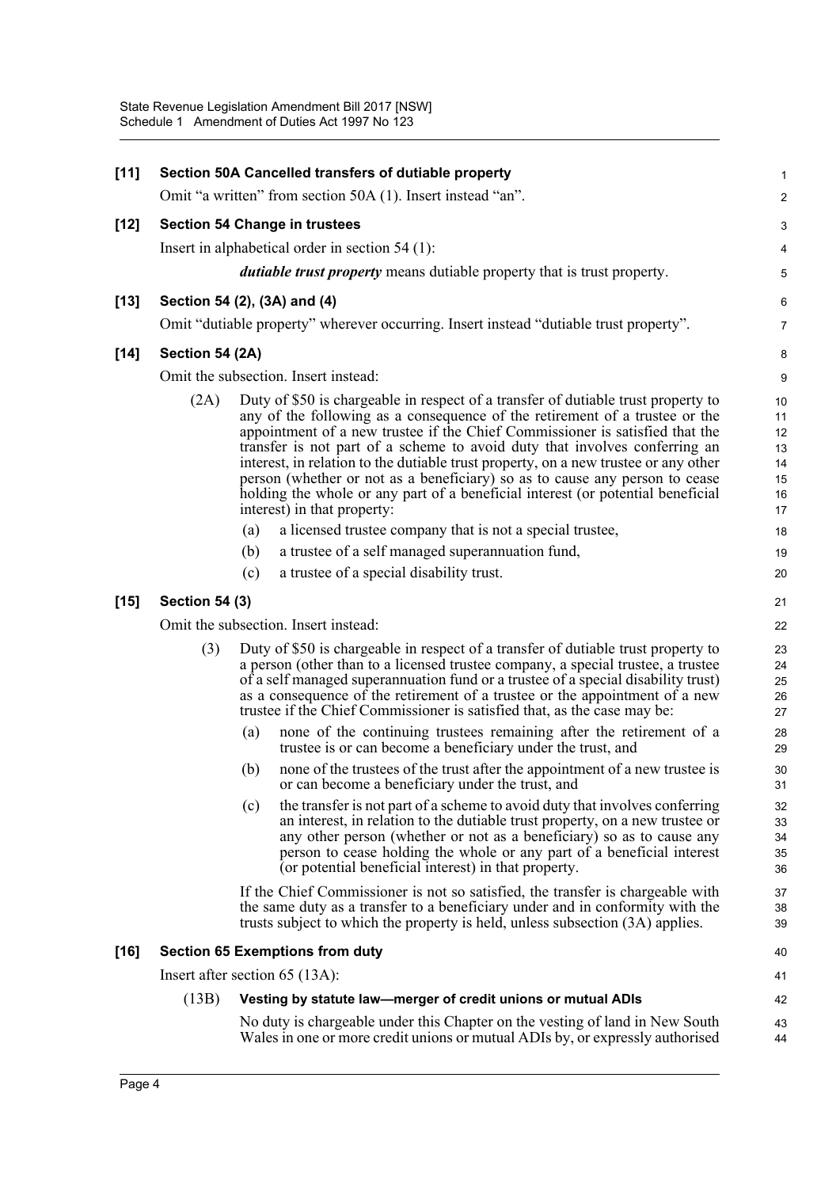**[11] Section 50A Cancelled transfers of dutiable property**

Omit "a written" from section 50A (1). Insert instead "an".

**[12] Section 54 Change in trustees**

Insert in alphabetical order in section 54 (1):

***dutiable trust property*** means dutiable property that is trust property.

**[13] Section 54 (2), (3A) and (4)**

Omit "dutiable property" wherever occurring. Insert instead "dutiable trust property".

**[14] Section 54 (2A)**

Omit the subsection. Insert instead:

(2A) Duty of $50 is chargeable in respect of a transfer of dutiable trust property to any of the following as a consequence of the retirement of a trustee or the appointment of a new trustee if the Chief Commissioner is satisfied that the transfer is not part of a scheme to avoid duty that involves conferring an interest, in relation to the dutiable trust property, on a new trustee or any other person (whether or not as a beneficiary) so as to cause any person to cease holding the whole or any part of a beneficial interest (or potential beneficial interest) in that property:

(a) a licensed trustee company that is not a special trustee,

(b) a trustee of a self managed superannuation fund,

(c) a trustee of a special disability trust.

**[15] Section 54 (3)**

Omit the subsection. Insert instead:

(3) Duty of $50 is chargeable in respect of a transfer of dutiable trust property to a person (other than to a licensed trustee company, a special trustee, a trustee of a self managed superannuation fund or a trustee of a special disability trust) as a consequence of the retirement of a trustee or the appointment of a new trustee if the Chief Commissioner is satisfied that, as the case may be:

(a) none of the continuing trustees remaining after the retirement of a trustee is or can become a beneficiary under the trust, and

(b) none of the trustees of the trust after the appointment of a new trustee is or can become a beneficiary under the trust, and

(c) the transfer is not part of a scheme to avoid duty that involves conferring an interest, in relation to the dutiable trust property, on a new trustee or any other person (whether or not as a beneficiary) so as to cause any person to cease holding the whole or any part of a beneficial interest (or potential beneficial interest) in that property.

If the Chief Commissioner is not so satisfied, the transfer is chargeable with the same duty as a transfer to a beneficiary under and in conformity with the trusts subject to which the property is held, unless subsection (3A) applies.

**[16] Section 65 Exemptions from duty**

Insert after section 65 (13A):

(13B) **Vesting by statute law—merger of credit unions or mutual ADIs**

No duty is chargeable under this Chapter on the vesting of land in New South Wales in one or more credit unions or mutual ADIs by, or expressly authorised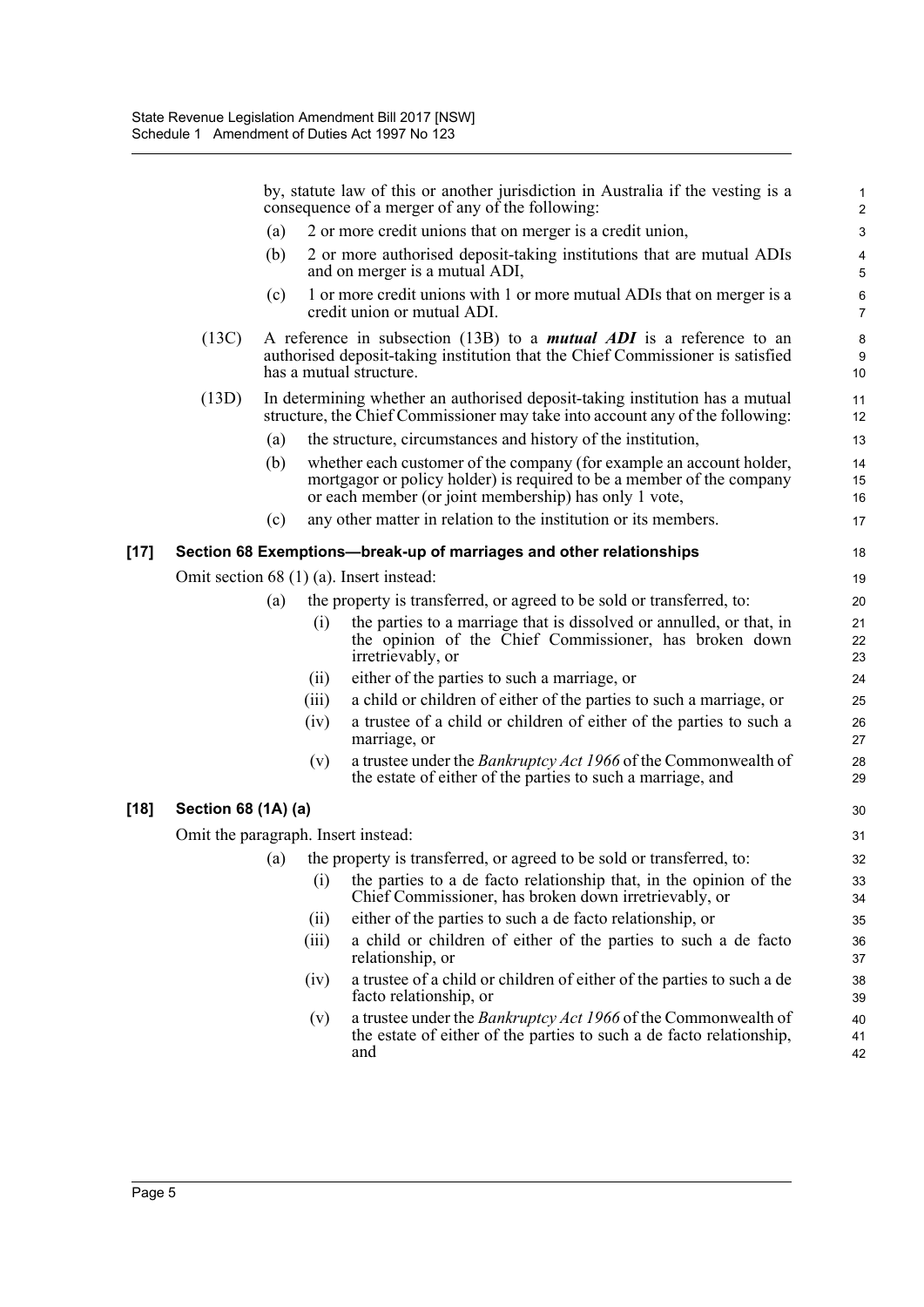by, statute law of this or another jurisdiction in Australia if the vesting is a consequence of a merger of any of the following:

(a) 2 or more credit unions that on merger is a credit union,

(b) 2 or more authorised deposit-taking institutions that are mutual ADIs and on merger is a mutual ADI,

(c) 1 or more credit unions with 1 or more mutual ADIs that on merger is a credit union or mutual ADI.

(13C) A reference in subsection (13B) to a ***mutual ADI*** is a reference to an authorised deposit-taking institution that the Chief Commissioner is satisfied has a mutual structure.

(13D) In determining whether an authorised deposit-taking institution has a mutual structure, the Chief Commissioner may take into account any of the following:

(a) the structure, circumstances and history of the institution,

(b) whether each customer of the company (for example an account holder, mortgagor or policy holder) is required to be a member of the company or each member (or joint membership) has only 1 vote,

(c) any other matter in relation to the institution or its members.

### [17] Section 68 Exemptions—break-up of marriages and other relationships

Omit section 68 (1) (a). Insert instead:

(a) the property is transferred, or agreed to be sold or transferred, to:

(i) the parties to a marriage that is dissolved or annulled, or that, in the opinion of the Chief Commissioner, has broken down irretrievably, or

(ii) either of the parties to such a marriage, or

(iii) a child or children of either of the parties to such a marriage, or

(iv) a trustee of a child or children of either of the parties to such a marriage, or

(v) a trustee under the *Bankruptcy Act 1966* of the Commonwealth of the estate of either of the parties to such a marriage, and

### [18] Section 68 (1A) (a)

Omit the paragraph. Insert instead:

(a) the property is transferred, or agreed to be sold or transferred, to:

(i) the parties to a de facto relationship that, in the opinion of the Chief Commissioner, has broken down irretrievably, or

(ii) either of the parties to such a de facto relationship, or

(iii) a child or children of either of the parties to such a de facto relationship, or

(iv) a trustee of a child or children of either of the parties to such a de facto relationship, or

(v) a trustee under the *Bankruptcy Act 1966* of the Commonwealth of the estate of either of the parties to such a de facto relationship, and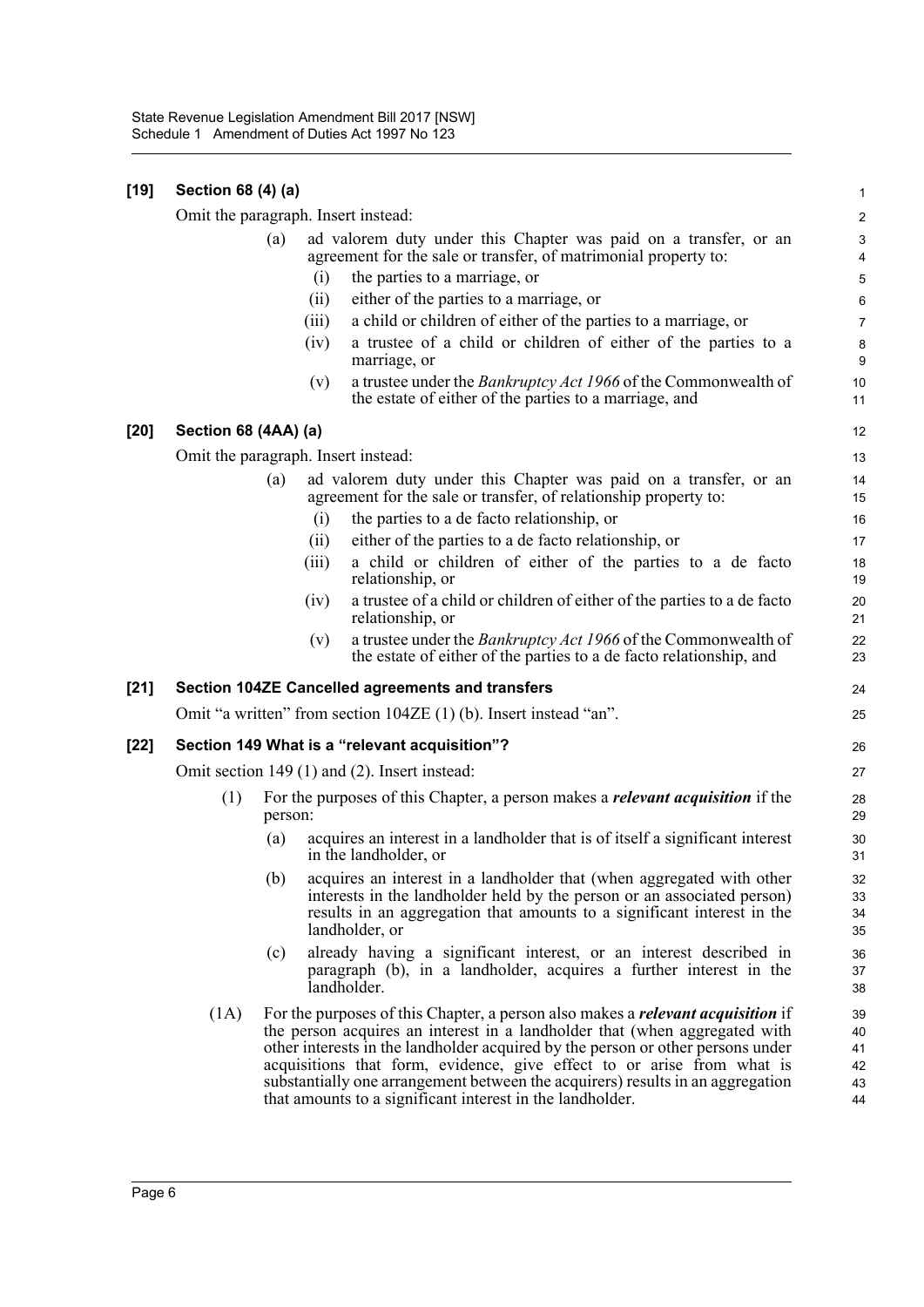**[19] Section 68 (4) (a)**

Omit the paragraph. Insert instead:

(a) ad valorem duty under this Chapter was paid on a transfer, or an agreement for the sale or transfer, of matrimonial property to:

(i) the parties to a marriage, or

(ii) either of the parties to a marriage, or

(iii) a child or children of either of the parties to a marriage, or

(iv) a trustee of a child or children of either of the parties to a marriage, or

(v) a trustee under the *Bankruptcy Act 1966* of the Commonwealth of the estate of either of the parties to a marriage, and

**[20] Section 68 (4AA) (a)**

Omit the paragraph. Insert instead:

(a) ad valorem duty under this Chapter was paid on a transfer, or an agreement for the sale or transfer, of relationship property to:

(i) the parties to a de facto relationship, or

(ii) either of the parties to a de facto relationship, or

(iii) a child or children of either of the parties to a de facto relationship, or

(iv) a trustee of a child or children of either of the parties to a de facto relationship, or

(v) a trustee under the *Bankruptcy Act 1966* of the Commonwealth of the estate of either of the parties to a de facto relationship, and

**[21] Section 104ZE Cancelled agreements and transfers**

Omit "a written" from section 104ZE (1) (b). Insert instead "an".

**[22] Section 149 What is a "relevant acquisition"?**

Omit section 149 (1) and (2). Insert instead:

(1) For the purposes of this Chapter, a person makes a ***relevant acquisition*** if the person:

(a) acquires an interest in a landholder that is of itself a significant interest in the landholder, or

(b) acquires an interest in a landholder that (when aggregated with other interests in the landholder held by the person or an associated person) results in an aggregation that amounts to a significant interest in the landholder, or

(c) already having a significant interest, or an interest described in paragraph (b), in a landholder, acquires a further interest in the landholder.

(1A) For the purposes of this Chapter, a person also makes a ***relevant acquisition*** if the person acquires an interest in a landholder that (when aggregated with other interests in the landholder acquired by the person or other persons under acquisitions that form, evidence, give effect to or arise from what is substantially one arrangement between the acquirers) results in an aggregation that amounts to a significant interest in the landholder.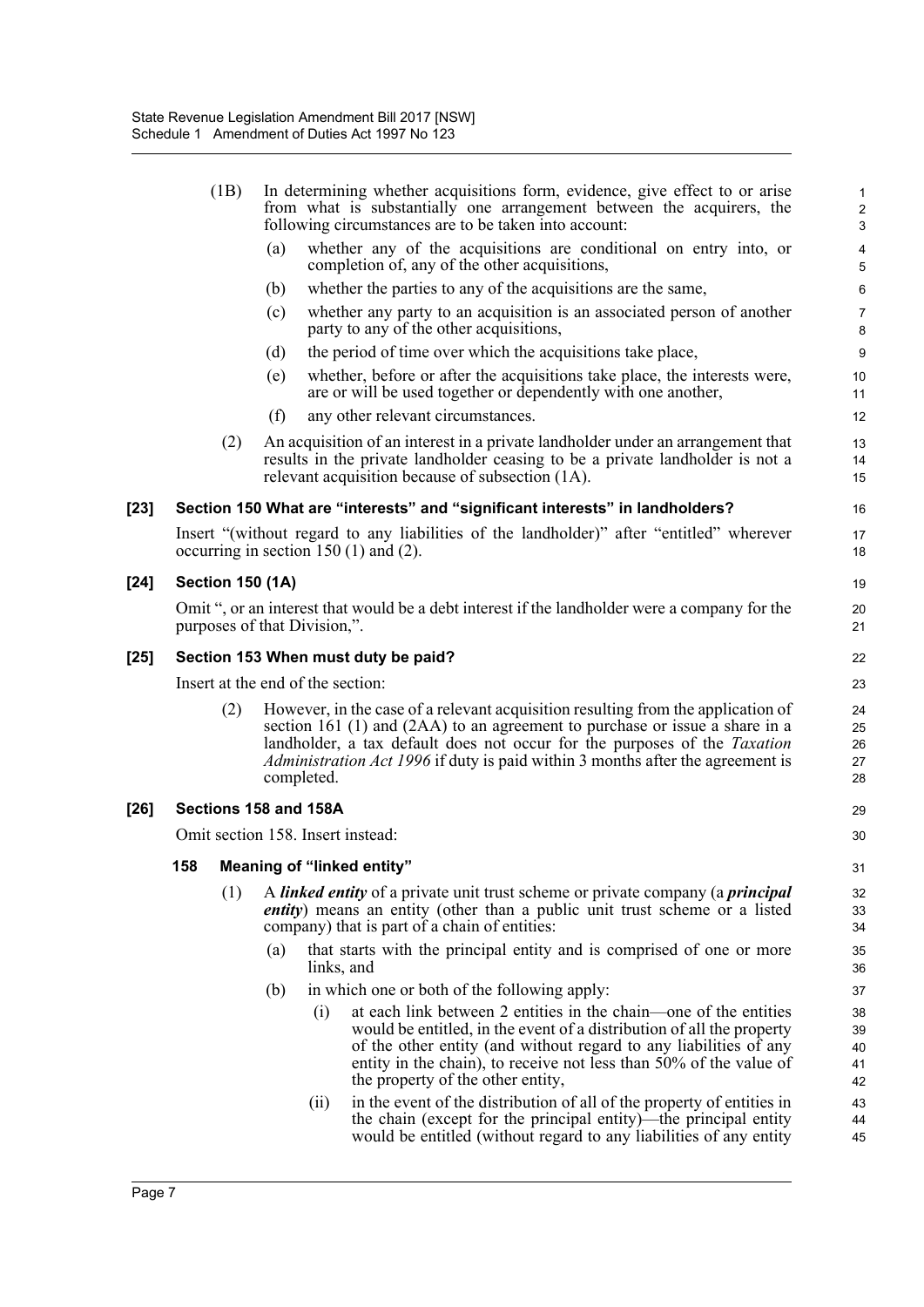(1B) In determining whether acquisitions form, evidence, give effect to or arise from what is substantially one arrangement between the acquirers, the following circumstances are to be taken into account:

(a) whether any of the acquisitions are conditional on entry into, or completion of, any of the other acquisitions,

(b) whether the parties to any of the acquisitions are the same,

(c) whether any party to an acquisition is an associated person of another party to any of the other acquisitions,

(d) the period of time over which the acquisitions take place,

(e) whether, before or after the acquisitions take place, the interests were, are or will be used together or dependently with one another,

(f) any other relevant circumstances.

(2) An acquisition of an interest in a private landholder under an arrangement that results in the private landholder ceasing to be a private landholder is not a relevant acquisition because of subsection (1A).

### [23] Section 150 What are "interests" and "significant interests" in landholders?

Insert "(without regard to any liabilities of the landholder)" after "entitled" wherever occurring in section 150 (1) and (2).

### [24] Section 150 (1A)

Omit ", or an interest that would be a debt interest if the landholder were a company for the purposes of that Division,".

### [25] Section 153 When must duty be paid?

Insert at the end of the section:

(2) However, in the case of a relevant acquisition resulting from the application of section 161 (1) and (2AA) to an agreement to purchase or issue a share in a landholder, a tax default does not occur for the purposes of the *Taxation Administration Act 1996* if duty is paid within 3 months after the agreement is completed.

### [26] Sections 158 and 158A

Omit section 158. Insert instead:

#### 158 Meaning of "linked entity"

(1) A ***linked entity*** of a private unit trust scheme or private company (a ***principal entity***) means an entity (other than a public unit trust scheme or a listed company) that is part of a chain of entities:

(a) that starts with the principal entity and is comprised of one or more links, and

(b) in which one or both of the following apply:

(i) at each link between 2 entities in the chain—one of the entities would be entitled, in the event of a distribution of all the property of the other entity (and without regard to any liabilities of any entity in the chain), to receive not less than 50% of the value of the property of the other entity,

(ii) in the event of the distribution of all of the property of entities in the chain (except for the principal entity)—the principal entity would be entitled (without regard to any liabilities of any entity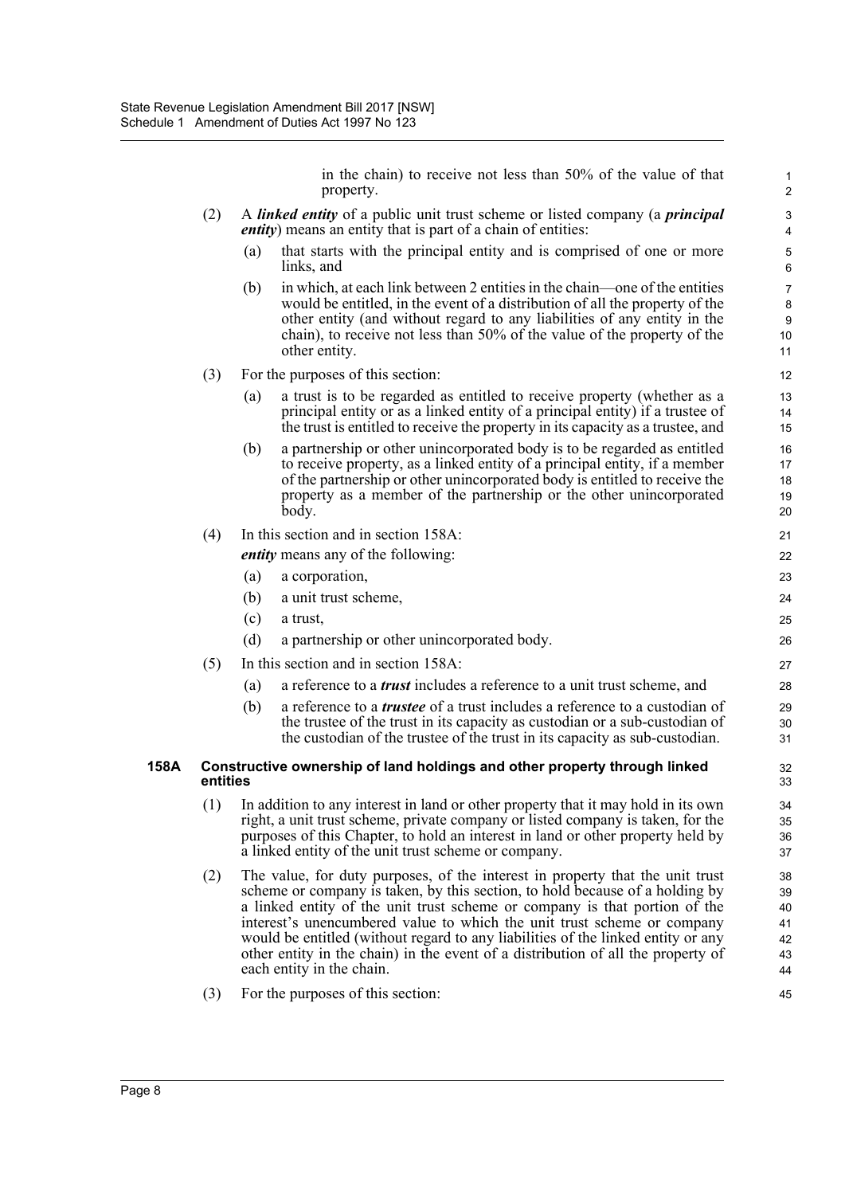in the chain) to receive not less than 50% of the value of that property.

(2) A ***linked entity*** of a public unit trust scheme or listed company (a ***principal entity***) means an entity that is part of a chain of entities:

(a) that starts with the principal entity and is comprised of one or more links, and

(b) in which, at each link between 2 entities in the chain—one of the entities would be entitled, in the event of a distribution of all the property of the other entity (and without regard to any liabilities of any entity in the chain), to receive not less than 50% of the value of the property of the other entity.

(3) For the purposes of this section:

(a) a trust is to be regarded as entitled to receive property (whether as a principal entity or as a linked entity of a principal entity) if a trustee of the trust is entitled to receive the property in its capacity as a trustee, and

(b) a partnership or other unincorporated body is to be regarded as entitled to receive property, as a linked entity of a principal entity, if a member of the partnership or other unincorporated body is entitled to receive the property as a member of the partnership or the other unincorporated body.

(4) In this section and in section 158A:

***entity*** means any of the following:

(a) a corporation,

(b) a unit trust scheme,

(c) a trust,

(d) a partnership or other unincorporated body.

(5) In this section and in section 158A:

(a) a reference to a ***trust*** includes a reference to a unit trust scheme, and

(b) a reference to a ***trustee*** of a trust includes a reference to a custodian of the trustee of the trust in its capacity as custodian or a sub-custodian of the custodian of the trustee of the trust in its capacity as sub-custodian.

**158A Constructive ownership of land holdings and other property through linked entities**

(1) In addition to any interest in land or other property that it may hold in its own right, a unit trust scheme, private company or listed company is taken, for the purposes of this Chapter, to hold an interest in land or other property held by a linked entity of the unit trust scheme or company.

(2) The value, for duty purposes, of the interest in property that the unit trust scheme or company is taken, by this section, to hold because of a holding by a linked entity of the unit trust scheme or company is that portion of the interest's unencumbered value to which the unit trust scheme or company would be entitled (without regard to any liabilities of the linked entity or any other entity in the chain) in the event of a distribution of all the property of each entity in the chain.

(3) For the purposes of this section: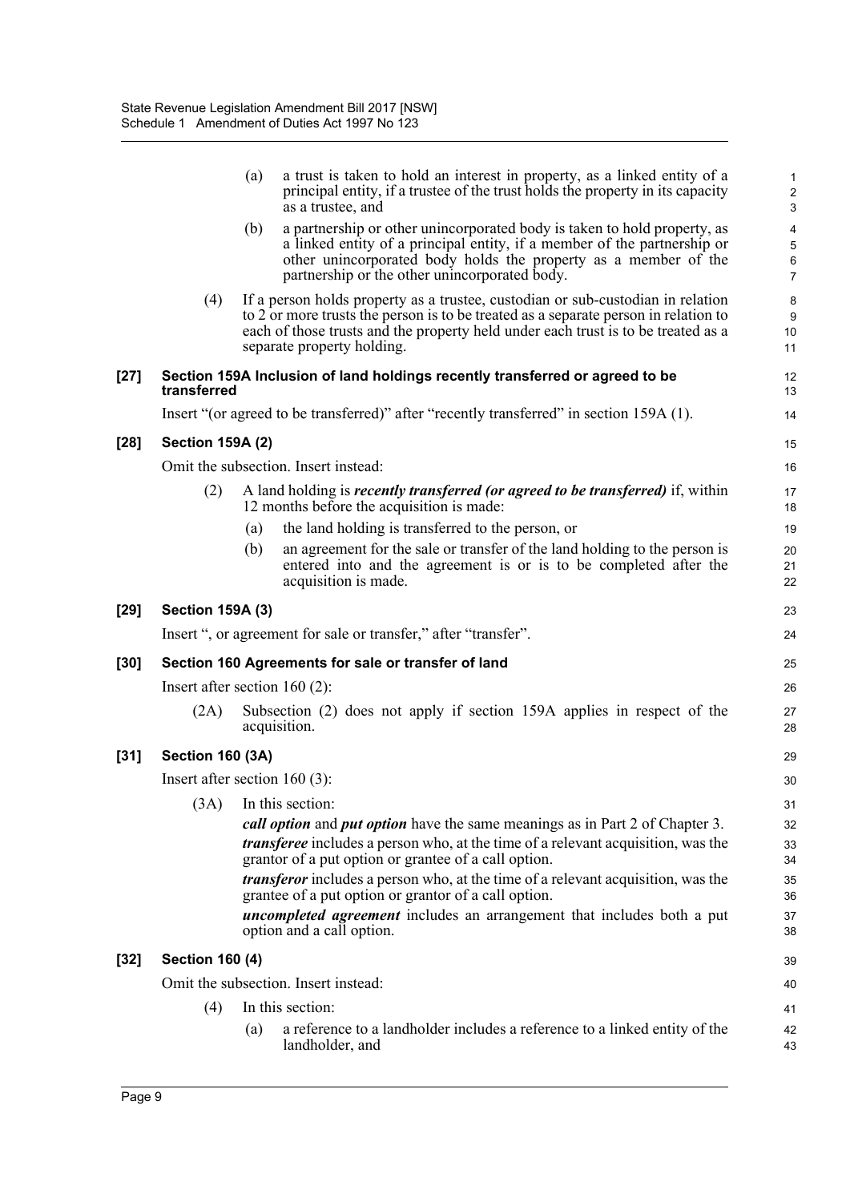(a) a trust is taken to hold an interest in property, as a linked entity of a principal entity, if a trustee of the trust holds the property in its capacity as a trustee, and

(b) a partnership or other unincorporated body is taken to hold property, as a linked entity of a principal entity, if a member of the partnership or other unincorporated body holds the property as a member of the partnership or the other unincorporated body.

(4) If a person holds property as a trustee, custodian or sub-custodian in relation to 2 or more trusts the person is to be treated as a separate person in relation to each of those trusts and the property held under each trust is to be treated as a separate property holding.

### [27] Section 159A Inclusion of land holdings recently transferred or agreed to be transferred

Insert "(or agreed to be transferred)" after "recently transferred" in section 159A (1).

### [28] Section 159A (2)

Omit the subsection. Insert instead:

(2) A land holding is ***recently transferred (or agreed to be transferred)*** if, within 12 months before the acquisition is made:

(a) the land holding is transferred to the person, or

(b) an agreement for the sale or transfer of the land holding to the person is entered into and the agreement is or is to be completed after the acquisition is made.

### [29] Section 159A (3)

Insert ", or agreement for sale or transfer," after "transfer".

### [30] Section 160 Agreements for sale or transfer of land

Insert after section 160 (2):

(2A) Subsection (2) does not apply if section 159A applies in respect of the acquisition.

### [31] Section 160 (3A)

Insert after section 160 (3):

(3A) In this section:

***call option*** and ***put option*** have the same meanings as in Part 2 of Chapter 3.

***transferee*** includes a person who, at the time of a relevant acquisition, was the grantor of a put option or grantee of a call option.

***transferor*** includes a person who, at the time of a relevant acquisition, was the grantee of a put option or grantor of a call option.

***uncompleted agreement*** includes an arrangement that includes both a put option and a call option.

### [32] Section 160 (4)

Omit the subsection. Insert instead:

(4) In this section:

(a) a reference to a landholder includes a reference to a linked entity of the landholder, and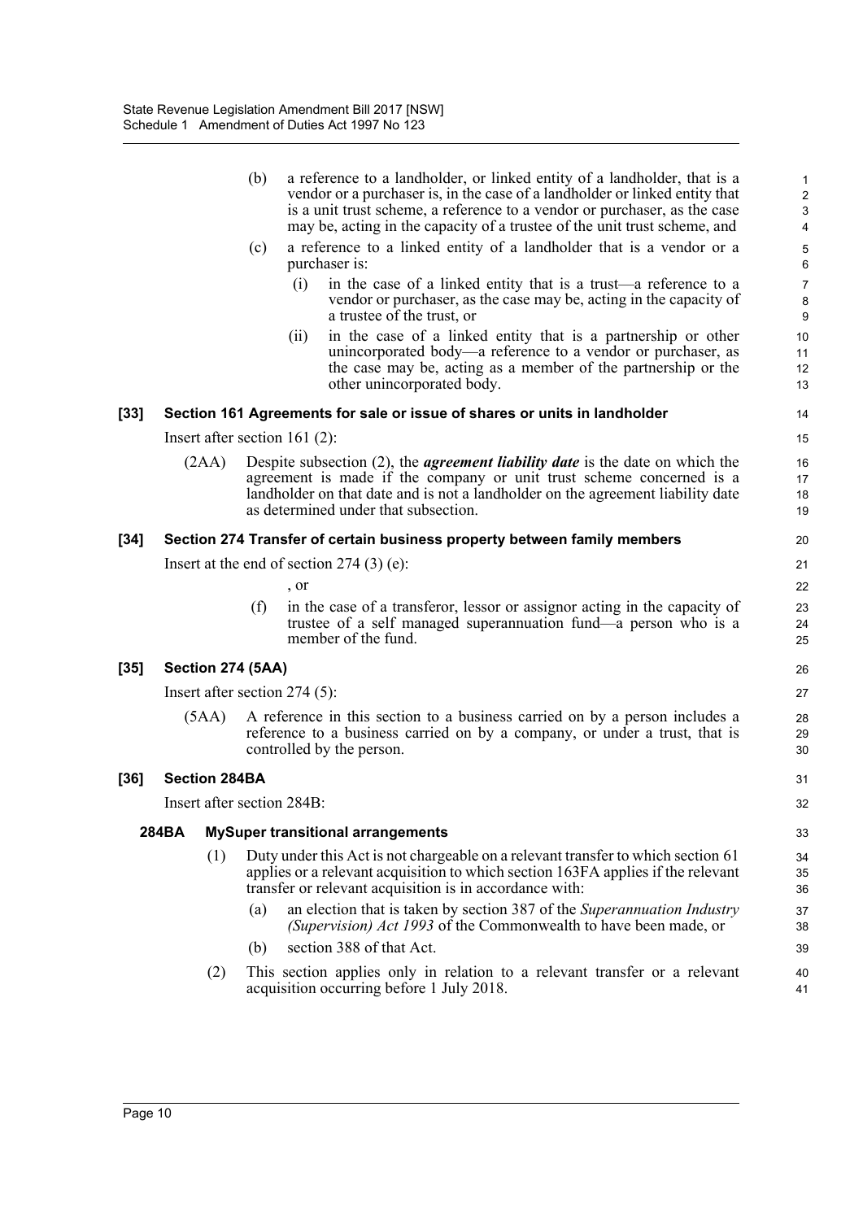(b) a reference to a landholder, or linked entity of a landholder, that is a vendor or a purchaser is, in the case of a landholder or linked entity that is a unit trust scheme, a reference to a vendor or purchaser, as the case may be, acting in the capacity of a trustee of the unit trust scheme, and

(c) a reference to a linked entity of a landholder that is a vendor or a purchaser is:

(i) in the case of a linked entity that is a trust—a reference to a vendor or purchaser, as the case may be, acting in the capacity of a trustee of the trust, or

(ii) in the case of a linked entity that is a partnership or other unincorporated body—a reference to a vendor or purchaser, as the case may be, acting as a member of the partnership or the other unincorporated body.

**[33] Section 161 Agreements for sale or issue of shares or units in landholder**

Insert after section 161 (2):

(2AA) Despite subsection (2), the ***agreement liability date*** is the date on which the agreement is made if the company or unit trust scheme concerned is a landholder on that date and is not a landholder on the agreement liability date as determined under that subsection.

**[34] Section 274 Transfer of certain business property between family members**

Insert at the end of section 274 (3) (e):

, or

(f) in the case of a transferor, lessor or assignor acting in the capacity of trustee of a self managed superannuation fund—a person who is a member of the fund.

**[35] Section 274 (5AA)**

Insert after section 274 (5):

(5AA) A reference in this section to a business carried on by a person includes a reference to a business carried on by a company, or under a trust, that is controlled by the person.

**[36] Section 284BA**

Insert after section 284B:

**284BA MySuper transitional arrangements**

(1) Duty under this Act is not chargeable on a relevant transfer to which section 61 applies or a relevant acquisition to which section 163FA applies if the relevant transfer or relevant acquisition is in accordance with:

(a) an election that is taken by section 387 of the *Superannuation Industry (Supervision) Act 1993* of the Commonwealth to have been made, or

(b) section 388 of that Act.

(2) This section applies only in relation to a relevant transfer or a relevant acquisition occurring before 1 July 2018.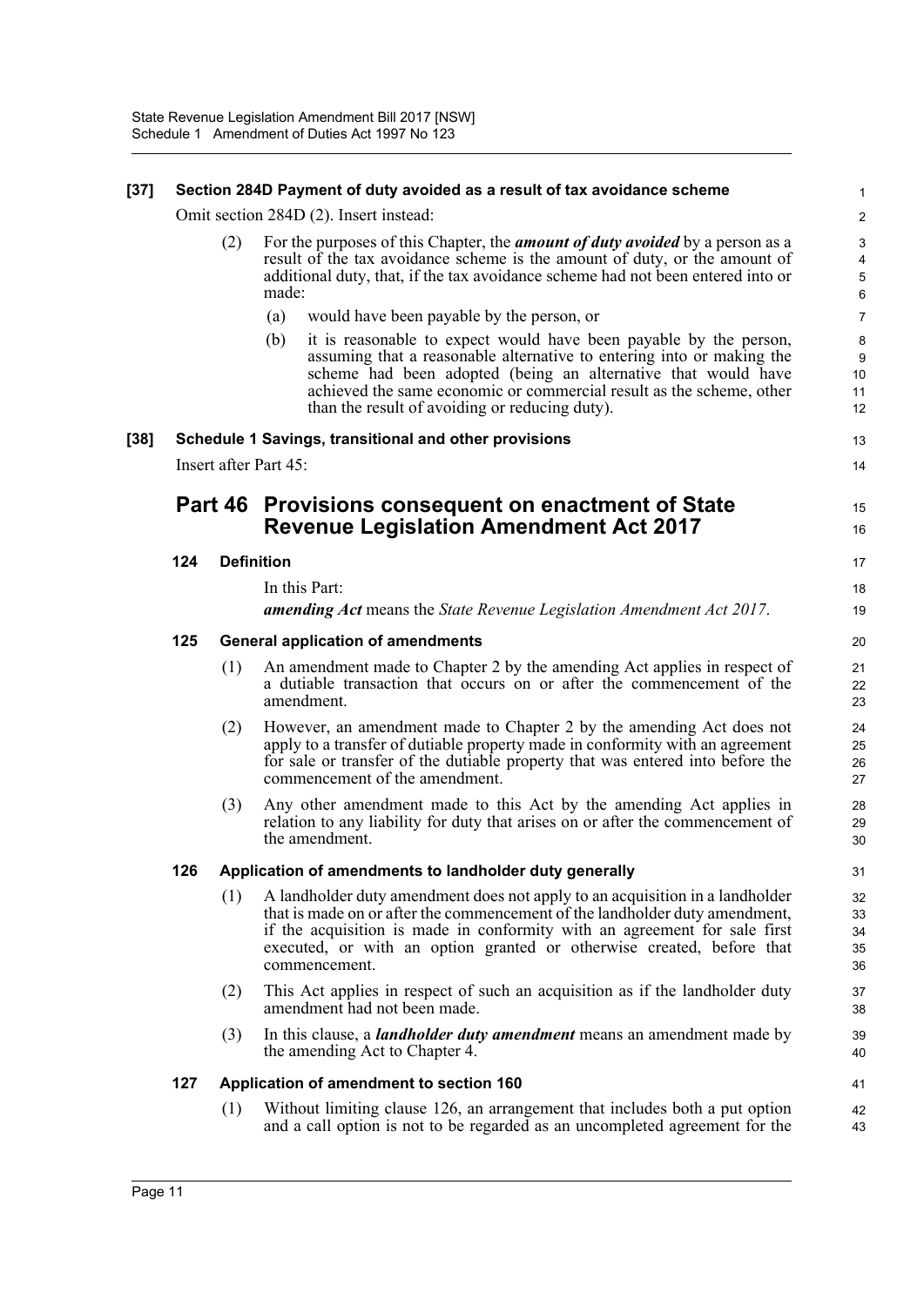**[37] Section 284D Payment of duty avoided as a result of tax avoidance scheme**

Omit section 284D (2). Insert instead:

(2) For the purposes of this Chapter, the ***amount of duty avoided*** by a person as a result of the tax avoidance scheme is the amount of duty, or the amount of additional duty, that, if the tax avoidance scheme had not been entered into or made:

(a) would have been payable by the person, or

(b) it is reasonable to expect would have been payable by the person, assuming that a reasonable alternative to entering into or making the scheme had been adopted (being an alternative that would have achieved the same economic or commercial result as the scheme, other than the result of avoiding or reducing duty).

**[38] Schedule 1 Savings, transitional and other provisions**

Insert after Part 45:

## Part 46 Provisions consequent on enactment of State Revenue Legislation Amendment Act 2017

### 124 Definition

In this Part:

***amending Act*** means the *State Revenue Legislation Amendment Act 2017*.

### 125 General application of amendments

(1) An amendment made to Chapter 2 by the amending Act applies in respect of a dutiable transaction that occurs on or after the commencement of the amendment.

(2) However, an amendment made to Chapter 2 by the amending Act does not apply to a transfer of dutiable property made in conformity with an agreement for sale or transfer of the dutiable property that was entered into before the commencement of the amendment.

(3) Any other amendment made to this Act by the amending Act applies in relation to any liability for duty that arises on or after the commencement of the amendment.

### 126 Application of amendments to landholder duty generally

(1) A landholder duty amendment does not apply to an acquisition in a landholder that is made on or after the commencement of the landholder duty amendment, if the acquisition is made in conformity with an agreement for sale first executed, or with an option granted or otherwise created, before that commencement.

(2) This Act applies in respect of such an acquisition as if the landholder duty amendment had not been made.

(3) In this clause, a ***landholder duty amendment*** means an amendment made by the amending Act to Chapter 4.

### 127 Application of amendment to section 160

(1) Without limiting clause 126, an arrangement that includes both a put option and a call option is not to be regarded as an uncompleted agreement for the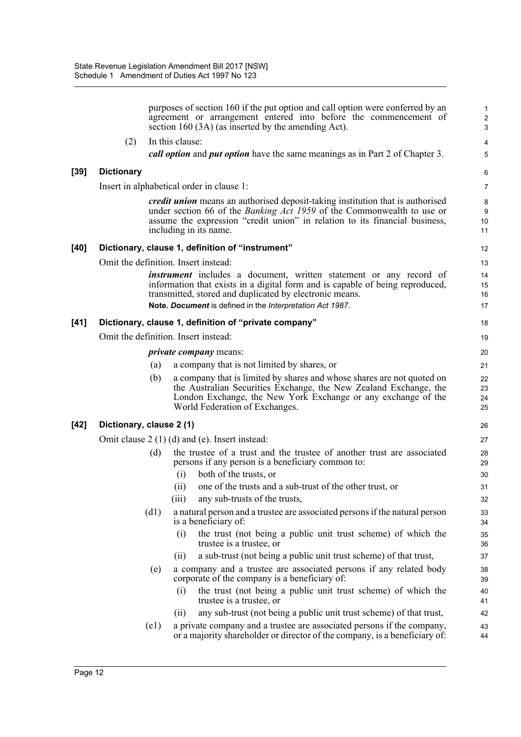purposes of section 160 if the put option and call option were conferred by an agreement or arrangement entered into before the commencement of section 160 (3A) (as inserted by the amending Act).

(2) In this clause:

***call option*** and ***put option*** have the same meanings as in Part 2 of Chapter 3.

### [39] Dictionary

Insert in alphabetical order in clause 1:

***credit union*** means an authorised deposit-taking institution that is authorised under section 66 of the *Banking Act 1959* of the Commonwealth to use or assume the expression "credit union" in relation to its financial business, including in its name.

### [40] Dictionary, clause 1, definition of "instrument"

Omit the definition. Insert instead:

***instrument*** includes a document, written statement or any record of information that exists in a digital form and is capable of being reproduced, transmitted, stored and duplicated by electronic means.

**Note.** ***Document*** is defined in the *Interpretation Act 1987*.

### [41] Dictionary, clause 1, definition of "private company"

Omit the definition. Insert instead:

***private company*** means:

(a) a company that is not limited by shares, or

(b) a company that is limited by shares and whose shares are not quoted on the Australian Securities Exchange, the New Zealand Exchange, the London Exchange, the New York Exchange or any exchange of the World Federation of Exchanges.

### [42] Dictionary, clause 2 (1)

Omit clause 2 (1) (d) and (e). Insert instead:

(d) the trustee of a trust and the trustee of another trust are associated persons if any person is a beneficiary common to:

(i) both of the trusts, or

(ii) one of the trusts and a sub-trust of the other trust, or

(iii) any sub-trusts of the trusts,

(d1) a natural person and a trustee are associated persons if the natural person is a beneficiary of:

(i) the trust (not being a public unit trust scheme) of which the trustee is a trustee, or

(ii) a sub-trust (not being a public unit trust scheme) of that trust,

(e) a company and a trustee are associated persons if any related body corporate of the company is a beneficiary of:

(i) the trust (not being a public unit trust scheme) of which the trustee is a trustee, or

(ii) any sub-trust (not being a public unit trust scheme) of that trust,

(e1) a private company and a trustee are associated persons if the company, or a majority shareholder or director of the company, is a beneficiary of: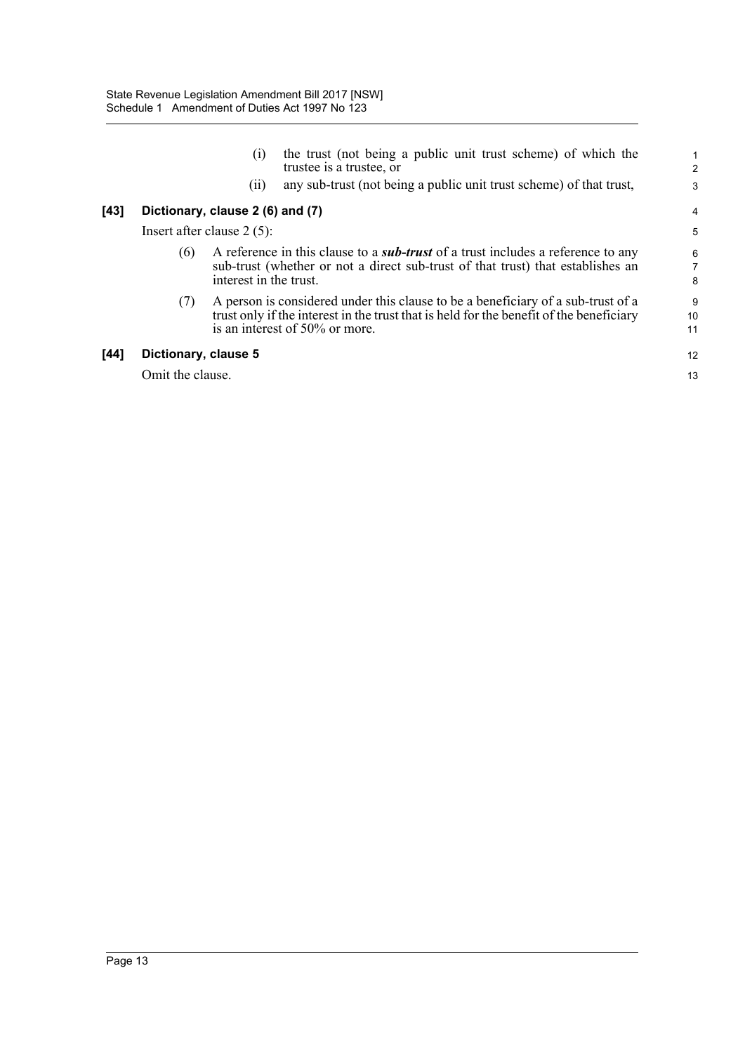(i) the trust (not being a public unit trust scheme) of which the trustee is a trustee, or

(ii) any sub-trust (not being a public unit trust scheme) of that trust,

### [43] Dictionary, clause 2 (6) and (7)

Insert after clause 2 (5):

(6) A reference in this clause to a ***sub-trust*** of a trust includes a reference to any sub-trust (whether or not a direct sub-trust of that trust) that establishes an interest in the trust.

(7) A person is considered under this clause to be a beneficiary of a sub-trust of a trust only if the interest in the trust that is held for the benefit of the beneficiary is an interest of 50% or more.

### [44] Dictionary, clause 5

Omit the clause.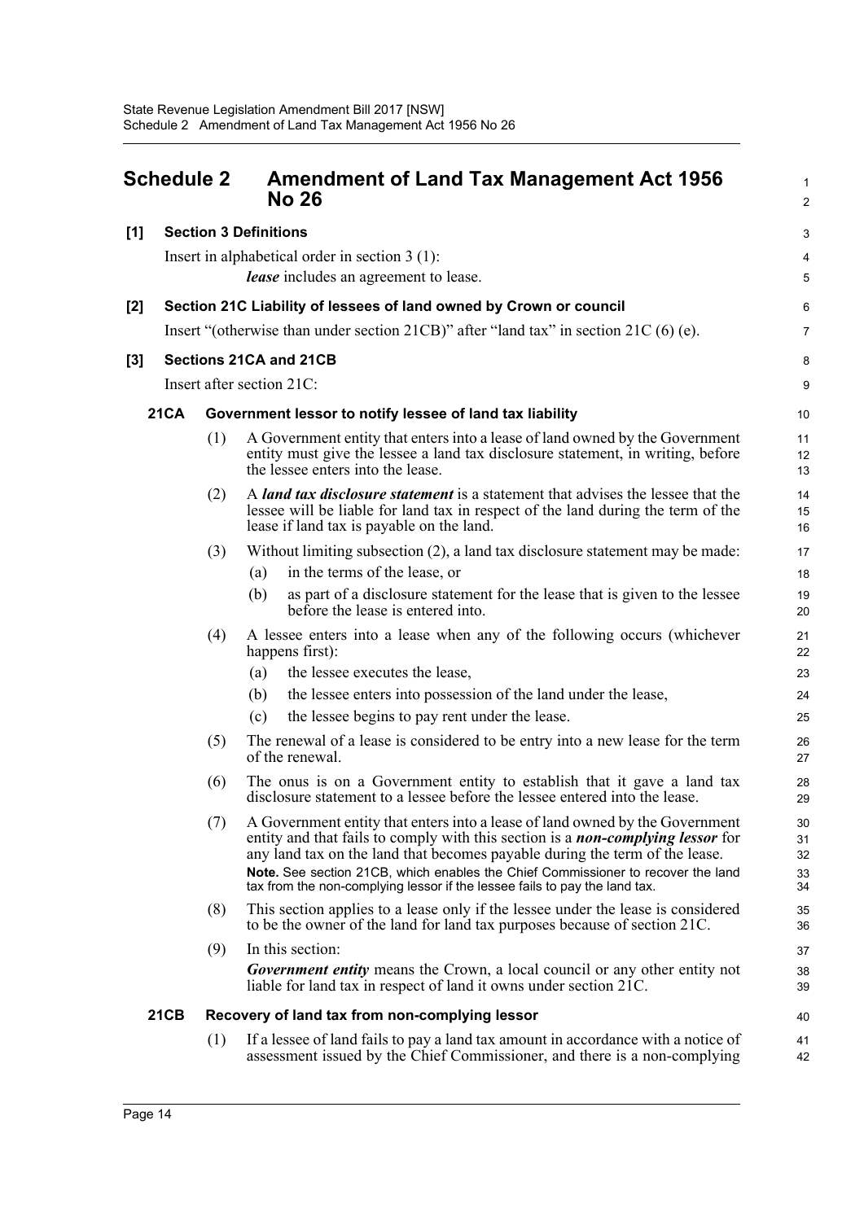## Schedule 2 Amendment of Land Tax Management Act 1956 No 26

**[1] Section 3 Definitions**

Insert in alphabetical order in section 3 (1):

***lease*** includes an agreement to lease.

**[2] Section 21C Liability of lessees of land owned by Crown or council**

Insert "(otherwise than under section 21CB)" after "land tax" in section 21C (6) (e).

**[3] Sections 21CA and 21CB**

Insert after section 21C:

**21CA Government lessor to notify lessee of land tax liability**

(1) A Government entity that enters into a lease of land owned by the Government entity must give the lessee a land tax disclosure statement, in writing, before the lessee enters into the lease.

(2) A ***land tax disclosure statement*** is a statement that advises the lessee that the lessee will be liable for land tax in respect of the land during the term of the lease if land tax is payable on the land.

(3) Without limiting subsection (2), a land tax disclosure statement may be made:

(a) in the terms of the lease, or

(b) as part of a disclosure statement for the lease that is given to the lessee before the lease is entered into.

(4) A lessee enters into a lease when any of the following occurs (whichever happens first):

(a) the lessee executes the lease,

(b) the lessee enters into possession of the land under the lease,

(c) the lessee begins to pay rent under the lease.

(5) The renewal of a lease is considered to be entry into a new lease for the term of the renewal.

(6) The onus is on a Government entity to establish that it gave a land tax disclosure statement to a lessee before the lessee entered into the lease.

(7) A Government entity that enters into a lease of land owned by the Government entity and that fails to comply with this section is a ***non-complying lessor*** for any land tax on the land that becomes payable during the term of the lease.

**Note.** See section 21CB, which enables the Chief Commissioner to recover the land tax from the non-complying lessor if the lessee fails to pay the land tax.

(8) This section applies to a lease only if the lessee under the lease is considered to be the owner of the land for land tax purposes because of section 21C.

(9) In this section:

***Government entity*** means the Crown, a local council or any other entity not liable for land tax in respect of land it owns under section 21C.

**21CB Recovery of land tax from non-complying lessor**

(1) If a lessee of land fails to pay a land tax amount in accordance with a notice of assessment issued by the Chief Commissioner, and there is a non-complying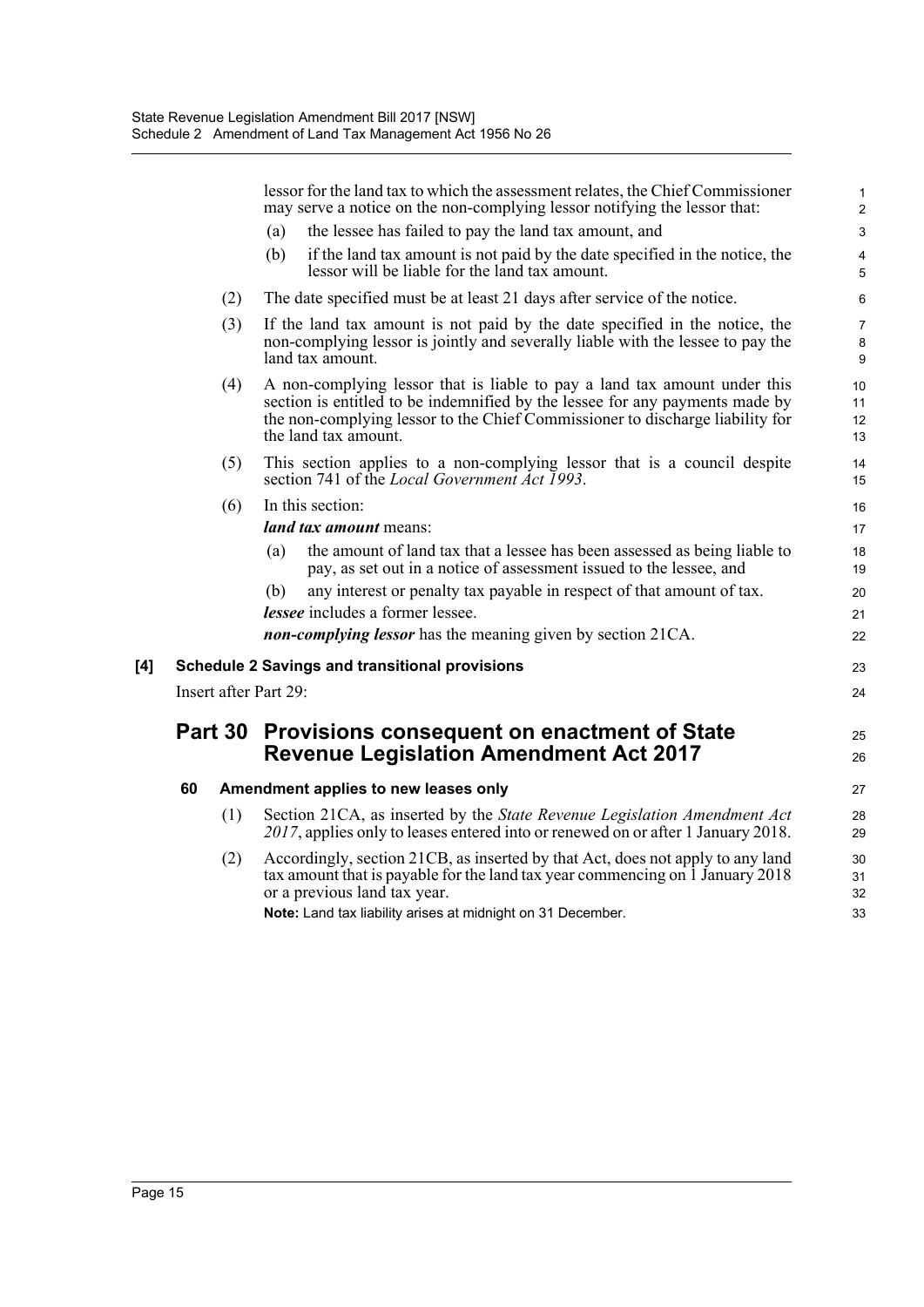lessor for the land tax to which the assessment relates, the Chief Commissioner may serve a notice on the non-complying lessor notifying the lessor that:

(a) the lessee has failed to pay the land tax amount, and

(b) if the land tax amount is not paid by the date specified in the notice, the lessor will be liable for the land tax amount.

(2) The date specified must be at least 21 days after service of the notice.

(3) If the land tax amount is not paid by the date specified in the notice, the non-complying lessor is jointly and severally liable with the lessee to pay the land tax amount.

(4) A non-complying lessor that is liable to pay a land tax amount under this section is entitled to be indemnified by the lessee for any payments made by the non-complying lessor to the Chief Commissioner to discharge liability for the land tax amount.

(5) This section applies to a non-complying lessor that is a council despite section 741 of the *Local Government Act 1993*.

(6) In this section:

***land tax amount*** means:

(a) the amount of land tax that a lessee has been assessed as being liable to pay, as set out in a notice of assessment issued to the lessee, and

(b) any interest or penalty tax payable in respect of that amount of tax.

***lessee*** includes a former lessee.

***non-complying lessor*** has the meaning given by section 21CA.

**[4] Schedule 2 Savings and transitional provisions**

Insert after Part 29:

## Part 30 Provisions consequent on enactment of State Revenue Legislation Amendment Act 2017

**60 Amendment applies to new leases only**

(1) Section 21CA, as inserted by the *State Revenue Legislation Amendment Act 2017*, applies only to leases entered into or renewed on or after 1 January 2018.

(2) Accordingly, section 21CB, as inserted by that Act, does not apply to any land tax amount that is payable for the land tax year commencing on 1 January 2018 or a previous land tax year.

**Note:** Land tax liability arises at midnight on 31 December.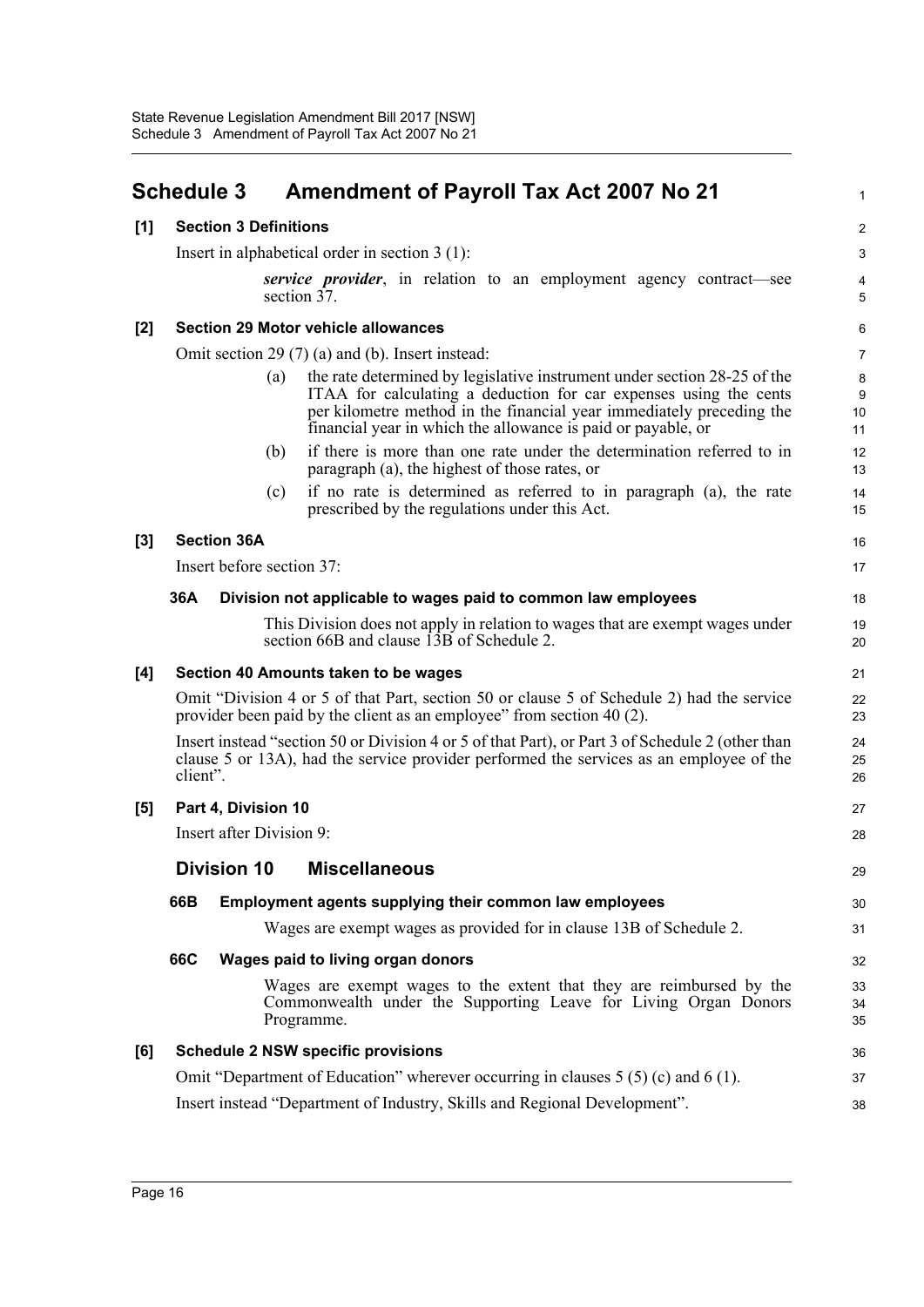# Schedule 3 Amendment of Payroll Tax Act 2007 No 21

**[1] Section 3 Definitions**

Insert in alphabetical order in section 3 (1):

> ***service provider***, in relation to an employment agency contract—see section 37.

**[2] Section 29 Motor vehicle allowances**

Omit section 29 (7) (a) and (b). Insert instead:

> (a) the rate determined by legislative instrument under section 28-25 of the ITAA for calculating a deduction for car expenses using the cents per kilometre method in the financial year immediately preceding the financial year in which the allowance is paid or payable, or
>
> (b) if there is more than one rate under the determination referred to in paragraph (a), the highest of those rates, or
>
> (c) if no rate is determined as referred to in paragraph (a), the rate prescribed by the regulations under this Act.

**[3] Section 36A**

Insert before section 37:

> **36A Division not applicable to wages paid to common law employees**
>
> This Division does not apply in relation to wages that are exempt wages under section 66B and clause 13B of Schedule 2.

**[4] Section 40 Amounts taken to be wages**

Omit "Division 4 or 5 of that Part, section 50 or clause 5 of Schedule 2) had the service provider been paid by the client as an employee" from section 40 (2).

Insert instead "section 50 or Division 4 or 5 of that Part), or Part 3 of Schedule 2 (other than clause 5 or 13A), had the service provider performed the services as an employee of the client".

**[5] Part 4, Division 10**

Insert after Division 9:

> ## Division 10 Miscellaneous
>
> **66B Employment agents supplying their common law employees**
>
> Wages are exempt wages as provided for in clause 13B of Schedule 2.
>
> **66C Wages paid to living organ donors**
>
> Wages are exempt wages to the extent that they are reimbursed by the Commonwealth under the Supporting Leave for Living Organ Donors Programme.

**[6] Schedule 2 NSW specific provisions**

Omit "Department of Education" wherever occurring in clauses 5 (5) (c) and 6 (1).

Insert instead "Department of Industry, Skills and Regional Development".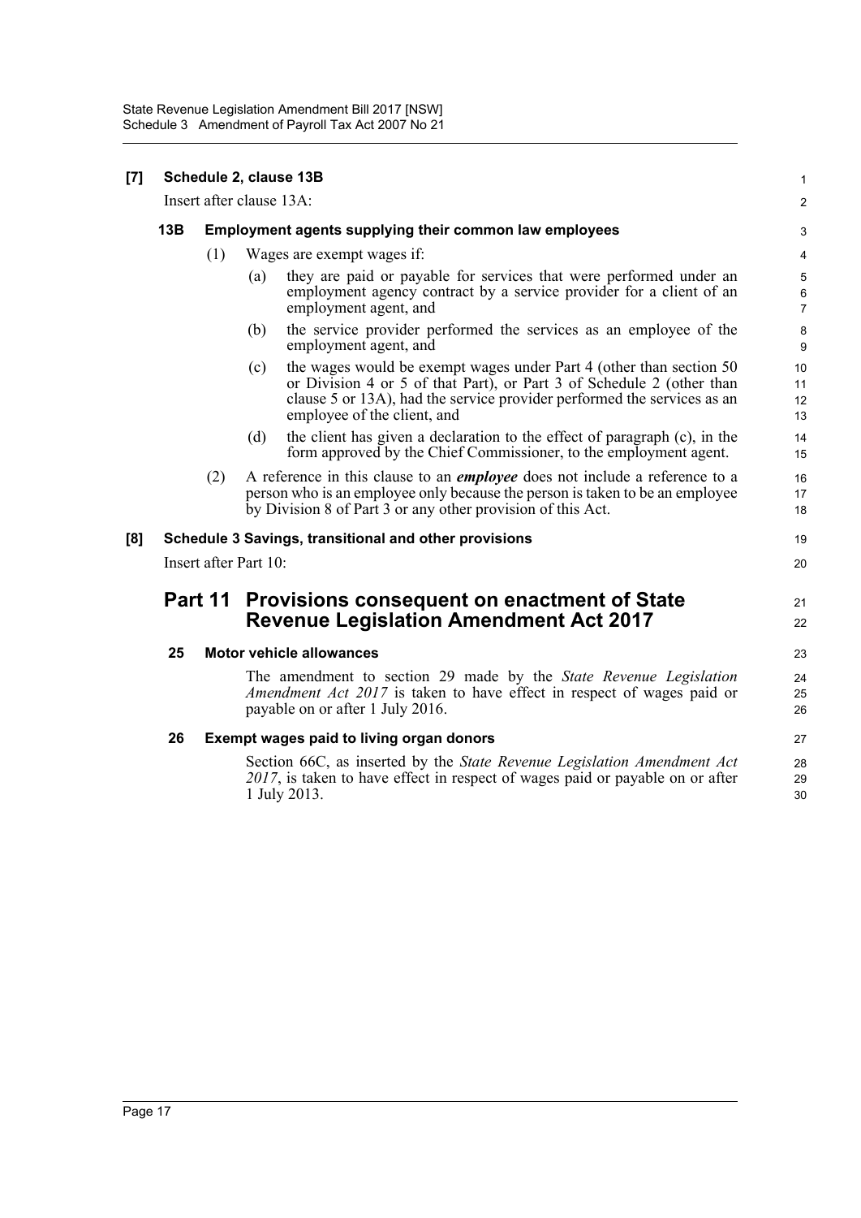**[7] Schedule 2, clause 13B**

Insert after clause 13A:

**13B Employment agents supplying their common law employees**

(1) Wages are exempt wages if:

(a) they are paid or payable for services that were performed under an employment agency contract by a service provider for a client of an employment agent, and

(b) the service provider performed the services as an employee of the employment agent, and

(c) the wages would be exempt wages under Part 4 (other than section 50 or Division 4 or 5 of that Part), or Part 3 of Schedule 2 (other than clause 5 or 13A), had the service provider performed the services as an employee of the client, and

(d) the client has given a declaration to the effect of paragraph (c), in the form approved by the Chief Commissioner, to the employment agent.

(2) A reference in this clause to an ***employee*** does not include a reference to a person who is an employee only because the person is taken to be an employee by Division 8 of Part 3 or any other provision of this Act.

**[8] Schedule 3 Savings, transitional and other provisions**

Insert after Part 10:

## Part 11 Provisions consequent on enactment of State Revenue Legislation Amendment Act 2017

**25 Motor vehicle allowances**

The amendment to section 29 made by the *State Revenue Legislation Amendment Act 2017* is taken to have effect in respect of wages paid or payable on or after 1 July 2016.

**26 Exempt wages paid to living organ donors**

Section 66C, as inserted by the *State Revenue Legislation Amendment Act 2017*, is taken to have effect in respect of wages paid or payable on or after 1 July 2013.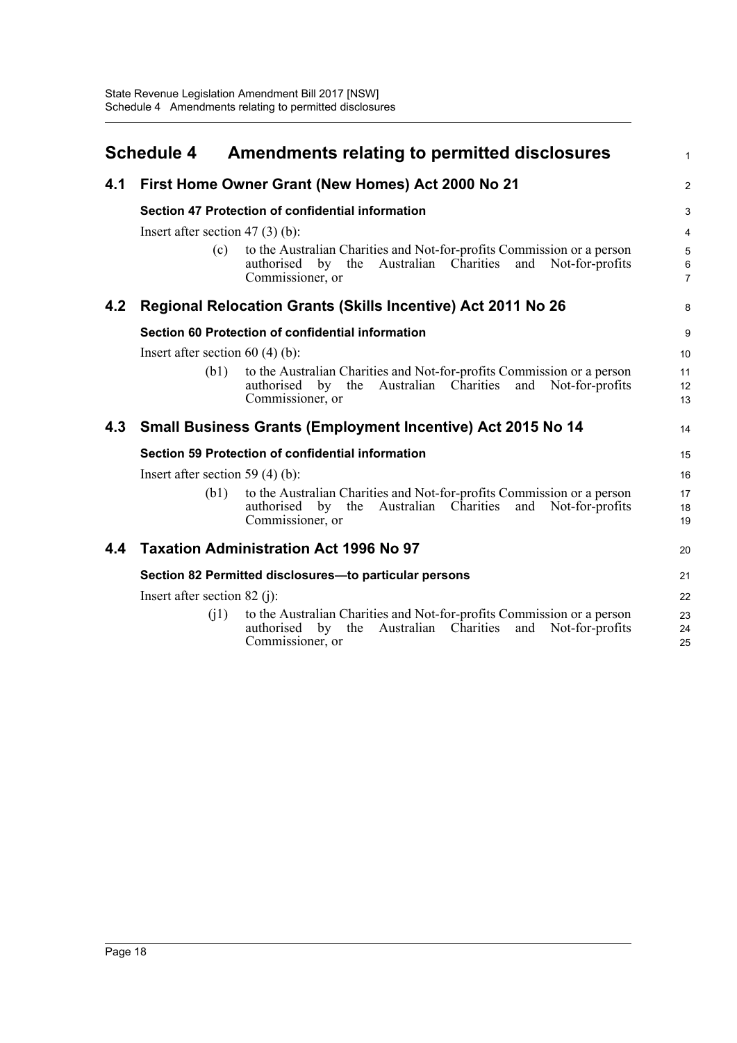# Schedule 4 Amendments relating to permitted disclosures

## 4.1 First Home Owner Grant (New Homes) Act 2000 No 21

### Section 47 Protection of confidential information

Insert after section 47 (3) (b):

> (c) to the Australian Charities and Not-for-profits Commission or a person authorised by the Australian Charities and Not-for-profits Commissioner, or

## 4.2 Regional Relocation Grants (Skills Incentive) Act 2011 No 26

### Section 60 Protection of confidential information

Insert after section 60 (4) (b):

> (b1) to the Australian Charities and Not-for-profits Commission or a person authorised by the Australian Charities and Not-for-profits Commissioner, or

## 4.3 Small Business Grants (Employment Incentive) Act 2015 No 14

### Section 59 Protection of confidential information

Insert after section 59 (4) (b):

> (b1) to the Australian Charities and Not-for-profits Commission or a person authorised by the Australian Charities and Not-for-profits Commissioner, or

## 4.4 Taxation Administration Act 1996 No 97

### Section 82 Permitted disclosures—to particular persons

Insert after section 82 (j):

> (j1) to the Australian Charities and Not-for-profits Commission or a person authorised by the Australian Charities and Not-for-profits Commissioner, or